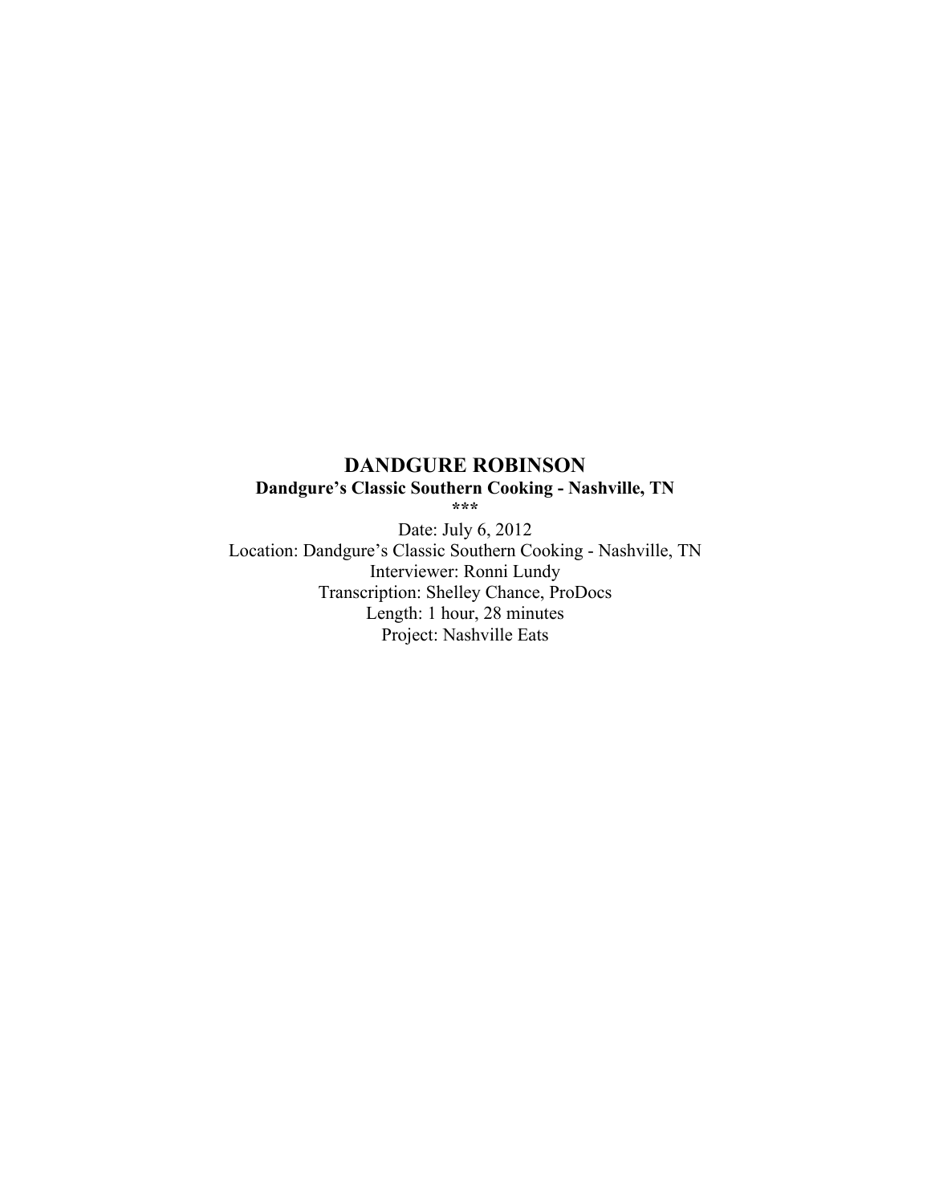# DANDGURE ROBINSON

**Dandgure's Classic Southern Cooking - Nashville, TN**

**\*\*\***

Date: July 6, 2012
Location: Dandgure's Classic Southern Cooking - Nashville, TN
Interviewer: Ronni Lundy
Transcription: Shelley Chance, ProDocs
Length: 1 hour, 28 minutes
Project: Nashville Eats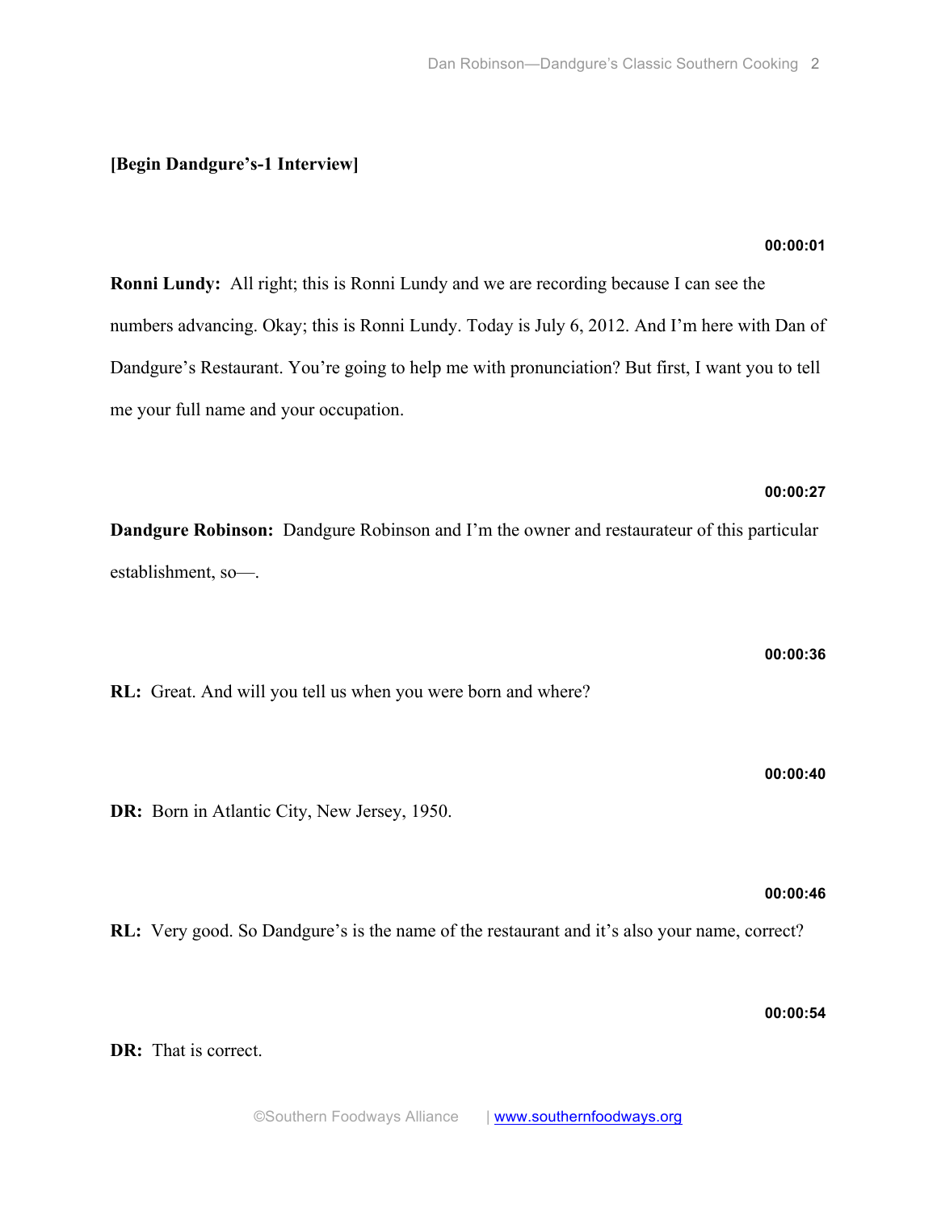**[Begin Dandgure's-1 Interview]**

**00:00:01**

**Ronni Lundy:** All right; this is Ronni Lundy and we are recording because I can see the numbers advancing. Okay; this is Ronni Lundy. Today is July 6, 2012. And I'm here with Dan of Dandgure's Restaurant. You're going to help me with pronunciation? But first, I want you to tell me your full name and your occupation.

**00:00:27**

**Dandgure Robinson:** Dandgure Robinson and I'm the owner and restaurateur of this particular establishment, so—.

**00:00:36**

**RL:** Great. And will you tell us when you were born and where?

**00:00:40**

**DR:** Born in Atlantic City, New Jersey, 1950.

**00:00:46**

**RL:** Very good. So Dandgure's is the name of the restaurant and it's also your name, correct?

**00:00:54**

**DR:** That is correct.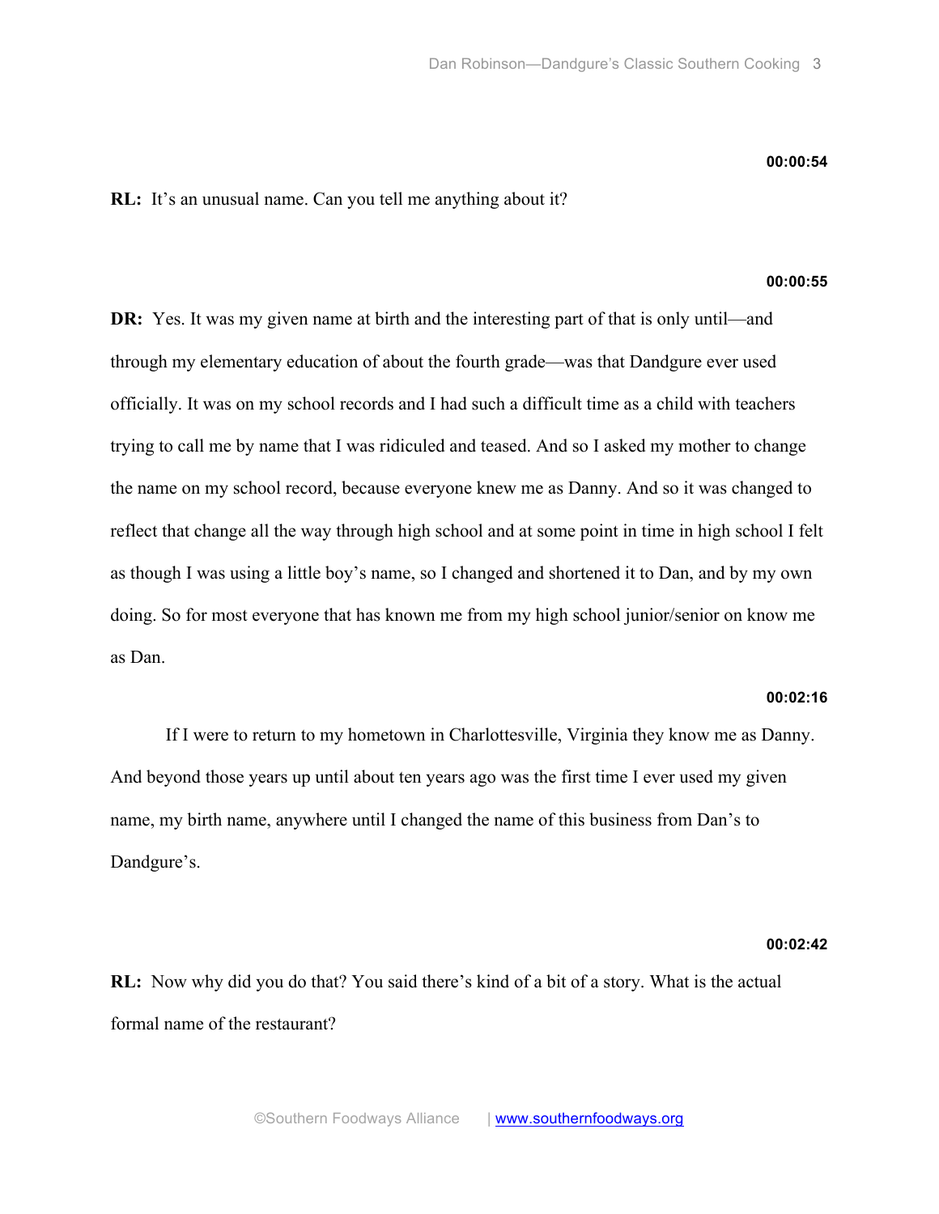**00:00:54**

**RL:** It's an unusual name. Can you tell me anything about it?

**00:00:55**

**DR:** Yes. It was my given name at birth and the interesting part of that is only until—and through my elementary education of about the fourth grade—was that Dandgure ever used officially. It was on my school records and I had such a difficult time as a child with teachers trying to call me by name that I was ridiculed and teased. And so I asked my mother to change the name on my school record, because everyone knew me as Danny. And so it was changed to reflect that change all the way through high school and at some point in time in high school I felt as though I was using a little boy's name, so I changed and shortened it to Dan, and by my own doing. So for most everyone that has known me from my high school junior/senior on know me as Dan.

**00:02:16**

If I were to return to my hometown in Charlottesville, Virginia they know me as Danny. And beyond those years up until about ten years ago was the first time I ever used my given name, my birth name, anywhere until I changed the name of this business from Dan's to Dandgure's.

**00:02:42**

**RL:** Now why did you do that? You said there's kind of a bit of a story. What is the actual formal name of the restaurant?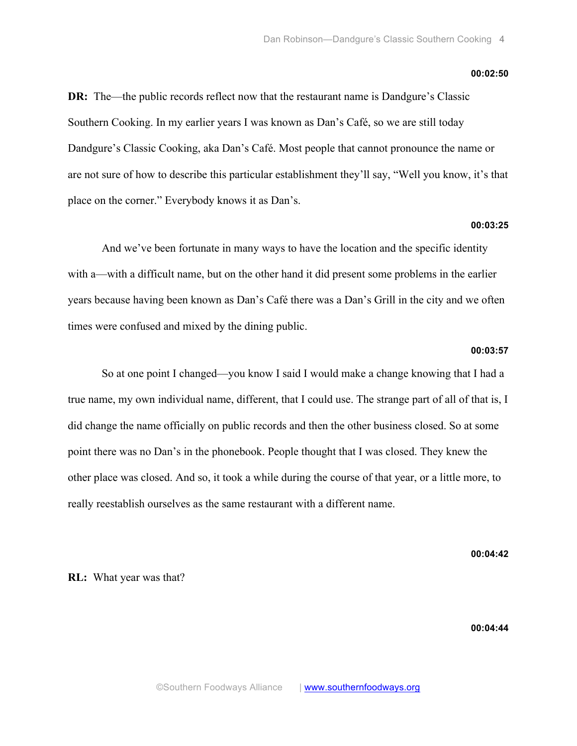**00:02:50**

**DR:** The—the public records reflect now that the restaurant name is Dandgure's Classic Southern Cooking. In my earlier years I was known as Dan's Café, so we are still today Dandgure's Classic Cooking, aka Dan's Café. Most people that cannot pronounce the name or are not sure of how to describe this particular establishment they'll say, "Well you know, it's that place on the corner." Everybody knows it as Dan's.

**00:03:25**

And we've been fortunate in many ways to have the location and the specific identity with a—with a difficult name, but on the other hand it did present some problems in the earlier years because having been known as Dan's Café there was a Dan's Grill in the city and we often times were confused and mixed by the dining public.

**00:03:57**

So at one point I changed—you know I said I would make a change knowing that I had a true name, my own individual name, different, that I could use. The strange part of all of that is, I did change the name officially on public records and then the other business closed. So at some point there was no Dan's in the phonebook. People thought that I was closed. They knew the other place was closed. And so, it took a while during the course of that year, or a little more, to really reestablish ourselves as the same restaurant with a different name.

**00:04:42**

**RL:** What year was that?

**00:04:44**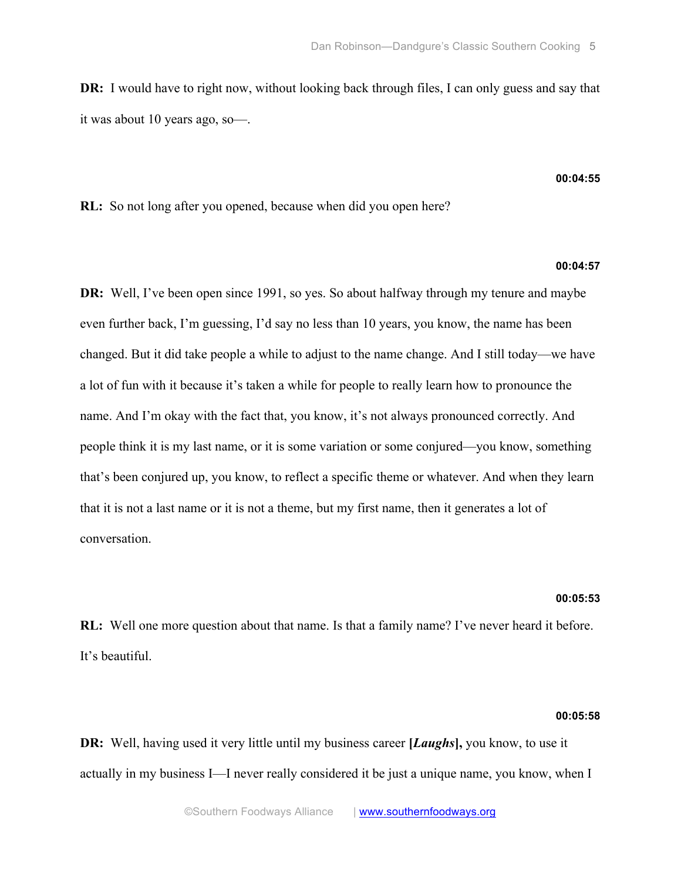**DR:** I would have to right now, without looking back through files, I can only guess and say that it was about 10 years ago, so—.

**00:04:55**

**RL:** So not long after you opened, because when did you open here?

**00:04:57**

**DR:** Well, I've been open since 1991, so yes. So about halfway through my tenure and maybe even further back, I'm guessing, I'd say no less than 10 years, you know, the name has been changed. But it did take people a while to adjust to the name change. And I still today—we have a lot of fun with it because it's taken a while for people to really learn how to pronounce the name. And I'm okay with the fact that, you know, it's not always pronounced correctly. And people think it is my last name, or it is some variation or some conjured—you know, something that's been conjured up, you know, to reflect a specific theme or whatever. And when they learn that it is not a last name or it is not a theme, but my first name, then it generates a lot of conversation.

**00:05:53**

**RL:** Well one more question about that name. Is that a family name? I've never heard it before. It's beautiful.

**00:05:58**

**DR:** Well, having used it very little until my business career **[*Laughs*],** you know, to use it actually in my business I—I never really considered it be just a unique name, you know, when I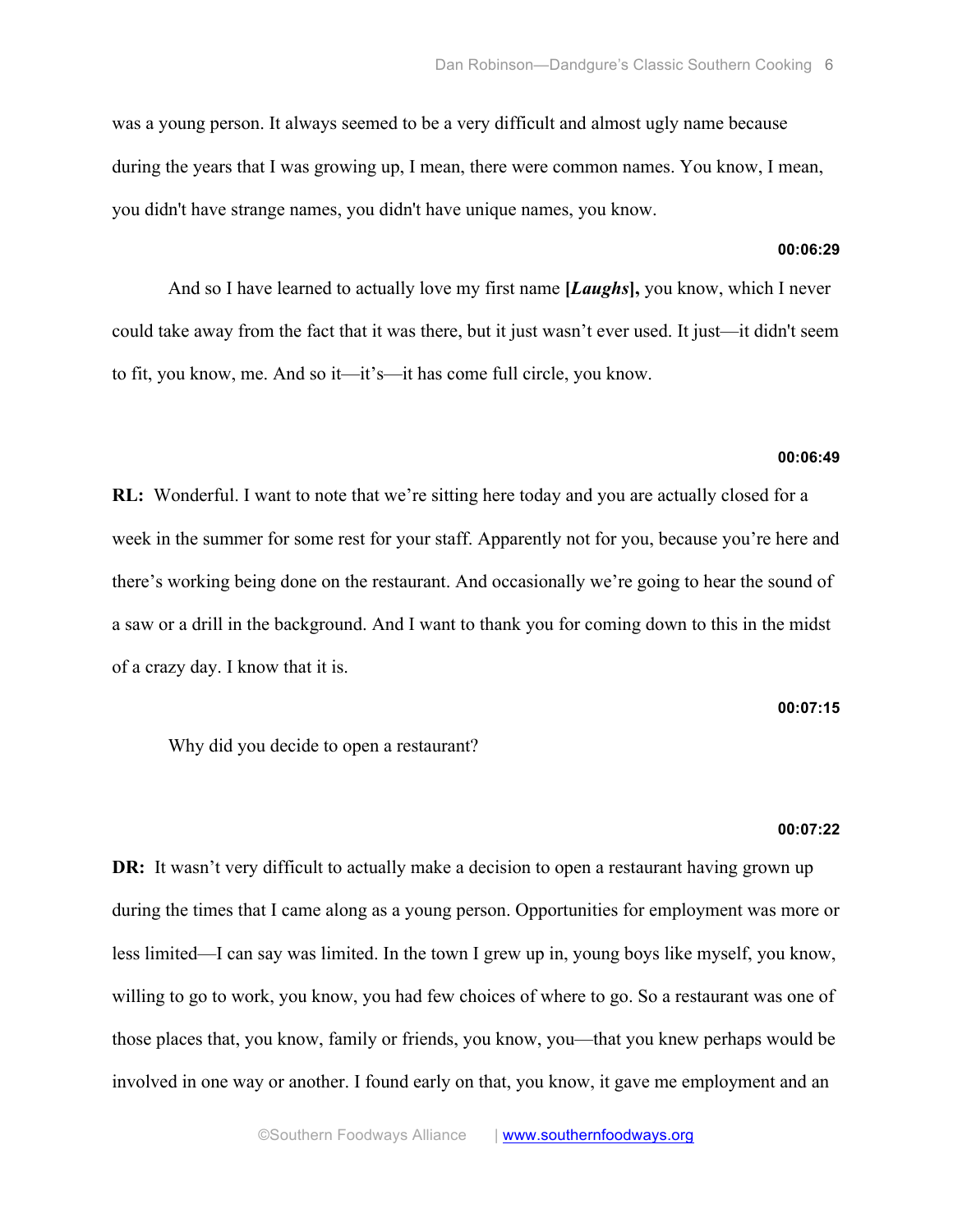was a young person. It always seemed to be a very difficult and almost ugly name because during the years that I was growing up, I mean, there were common names. You know, I mean, you didn't have strange names, you didn't have unique names, you know.

**00:06:29**

And so I have learned to actually love my first name **[*Laughs*],** you know, which I never could take away from the fact that it was there, but it just wasn't ever used. It just—it didn't seem to fit, you know, me. And so it—it's—it has come full circle, you know.

**00:06:49**

**RL:** Wonderful. I want to note that we're sitting here today and you are actually closed for a week in the summer for some rest for your staff. Apparently not for you, because you're here and there's working being done on the restaurant. And occasionally we're going to hear the sound of a saw or a drill in the background. And I want to thank you for coming down to this in the midst of a crazy day. I know that it is.

**00:07:15**

Why did you decide to open a restaurant?

**00:07:22**

**DR:** It wasn't very difficult to actually make a decision to open a restaurant having grown up during the times that I came along as a young person. Opportunities for employment was more or less limited—I can say was limited. In the town I grew up in, young boys like myself, you know, willing to go to work, you know, you had few choices of where to go. So a restaurant was one of those places that, you know, family or friends, you know, you—that you knew perhaps would be involved in one way or another. I found early on that, you know, it gave me employment and an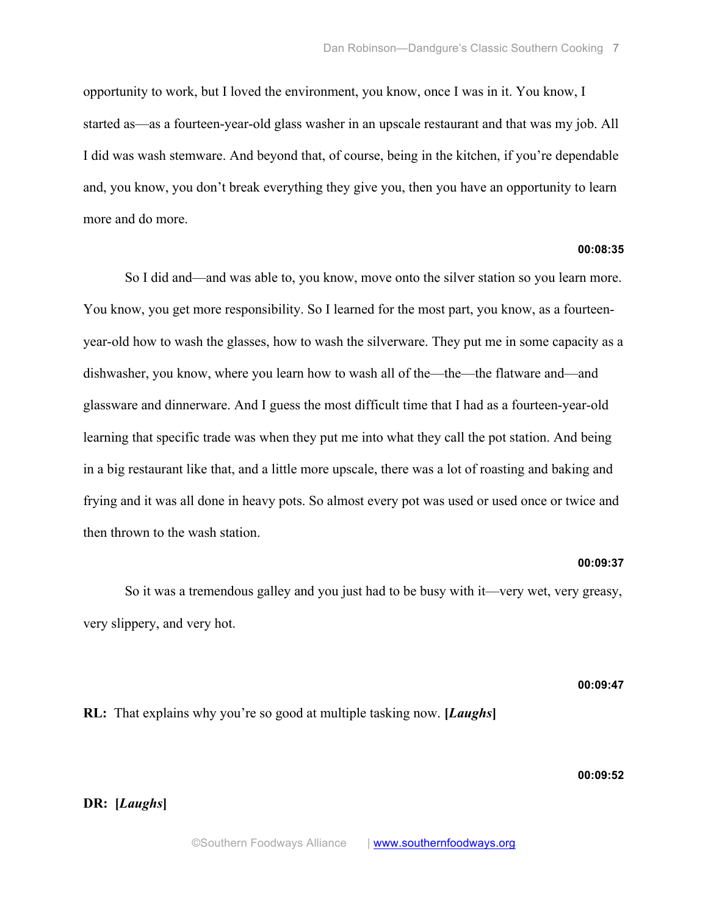opportunity to work, but I loved the environment, you know, once I was in it. You know, I started as—as a fourteen-year-old glass washer in an upscale restaurant and that was my job. All I did was wash stemware. And beyond that, of course, being in the kitchen, if you're dependable and, you know, you don't break everything they give you, then you have an opportunity to learn more and do more.

**00:08:35**

So I did and—and was able to, you know, move onto the silver station so you learn more. You know, you get more responsibility. So I learned for the most part, you know, as a fourteen-year-old how to wash the glasses, how to wash the silverware. They put me in some capacity as a dishwasher, you know, where you learn how to wash all of the—the—the flatware and—and glassware and dinnerware. And I guess the most difficult time that I had as a fourteen-year-old learning that specific trade was when they put me into what they call the pot station. And being in a big restaurant like that, and a little more upscale, there was a lot of roasting and baking and frying and it was all done in heavy pots. So almost every pot was used or used once or twice and then thrown to the wash station.

**00:09:37**

So it was a tremendous galley and you just had to be busy with it—very wet, very greasy, very slippery, and very hot.

**00:09:47**

**RL:** That explains why you're so good at multiple tasking now. **[*Laughs*]**

**00:09:52**

**DR:** **[*Laughs*]**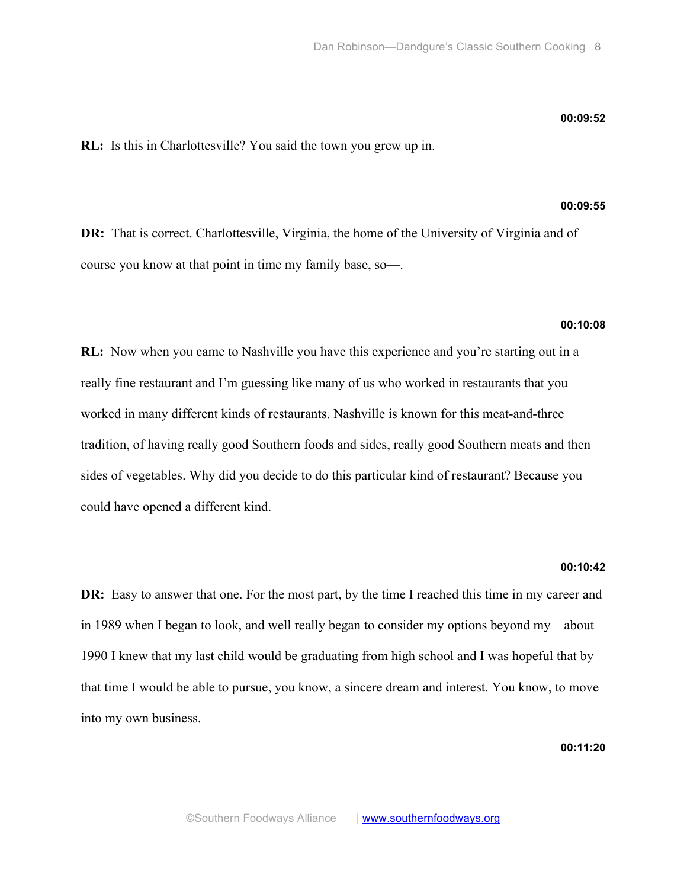**00:09:52**

**RL:** Is this in Charlottesville? You said the town you grew up in.

**00:09:55**

**DR:** That is correct. Charlottesville, Virginia, the home of the University of Virginia and of course you know at that point in time my family base, so—.

**00:10:08**

**RL:** Now when you came to Nashville you have this experience and you're starting out in a really fine restaurant and I'm guessing like many of us who worked in restaurants that you worked in many different kinds of restaurants. Nashville is known for this meat-and-three tradition, of having really good Southern foods and sides, really good Southern meats and then sides of vegetables. Why did you decide to do this particular kind of restaurant? Because you could have opened a different kind.

**00:10:42**

**DR:** Easy to answer that one. For the most part, by the time I reached this time in my career and in 1989 when I began to look, and well really began to consider my options beyond my—about 1990 I knew that my last child would be graduating from high school and I was hopeful that by that time I would be able to pursue, you know, a sincere dream and interest. You know, to move into my own business.

**00:11:20**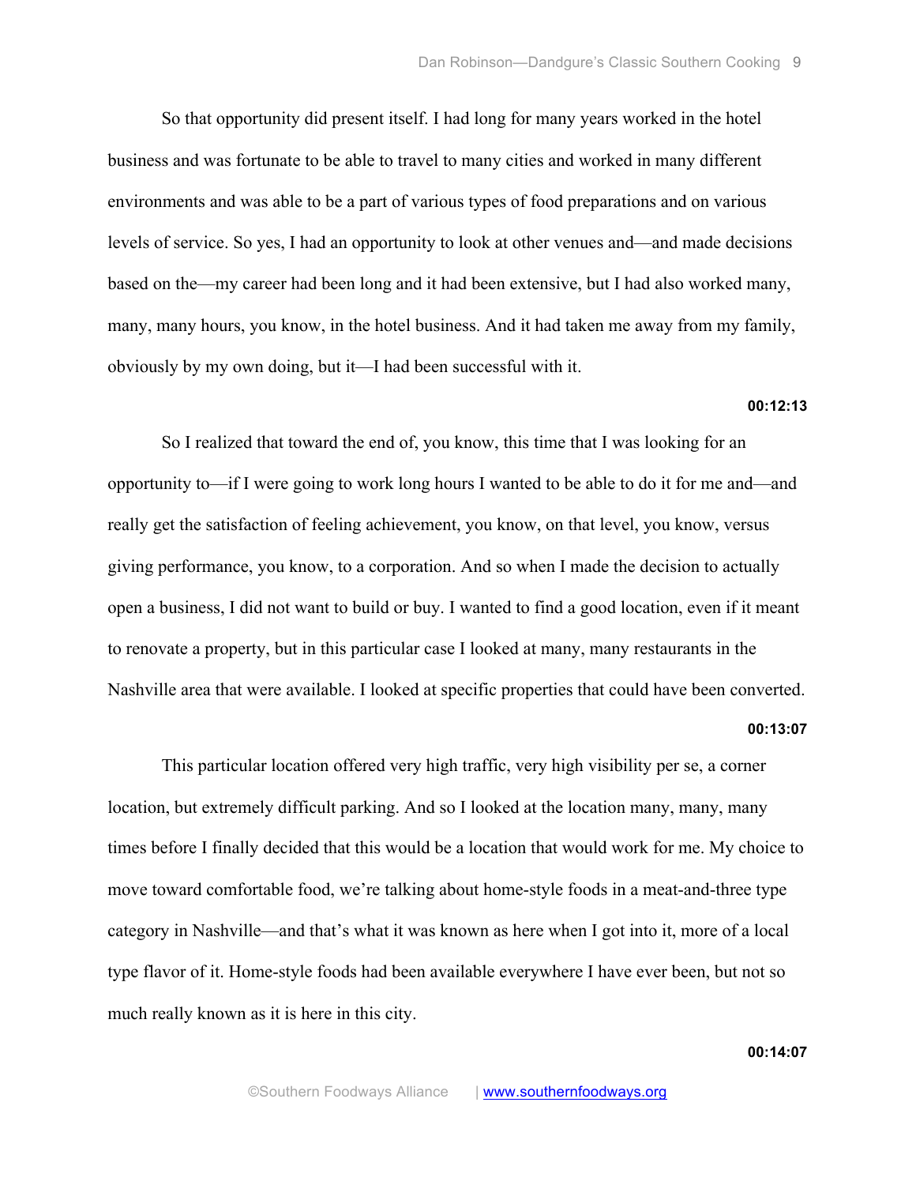So that opportunity did present itself. I had long for many years worked in the hotel business and was fortunate to be able to travel to many cities and worked in many different environments and was able to be a part of various types of food preparations and on various levels of service. So yes, I had an opportunity to look at other venues and—and made decisions based on the—my career had been long and it had been extensive, but I had also worked many, many, many hours, you know, in the hotel business. And it had taken me away from my family, obviously by my own doing, but it—I had been successful with it.

**00:12:13**

So I realized that toward the end of, you know, this time that I was looking for an opportunity to—if I were going to work long hours I wanted to be able to do it for me and—and really get the satisfaction of feeling achievement, you know, on that level, you know, versus giving performance, you know, to a corporation. And so when I made the decision to actually open a business, I did not want to build or buy. I wanted to find a good location, even if it meant to renovate a property, but in this particular case I looked at many, many restaurants in the Nashville area that were available. I looked at specific properties that could have been converted.

**00:13:07**

This particular location offered very high traffic, very high visibility per se, a corner location, but extremely difficult parking. And so I looked at the location many, many, many times before I finally decided that this would be a location that would work for me. My choice to move toward comfortable food, we're talking about home-style foods in a meat-and-three type category in Nashville—and that's what it was known as here when I got into it, more of a local type flavor of it. Home-style foods had been available everywhere I have ever been, but not so much really known as it is here in this city.

**00:14:07**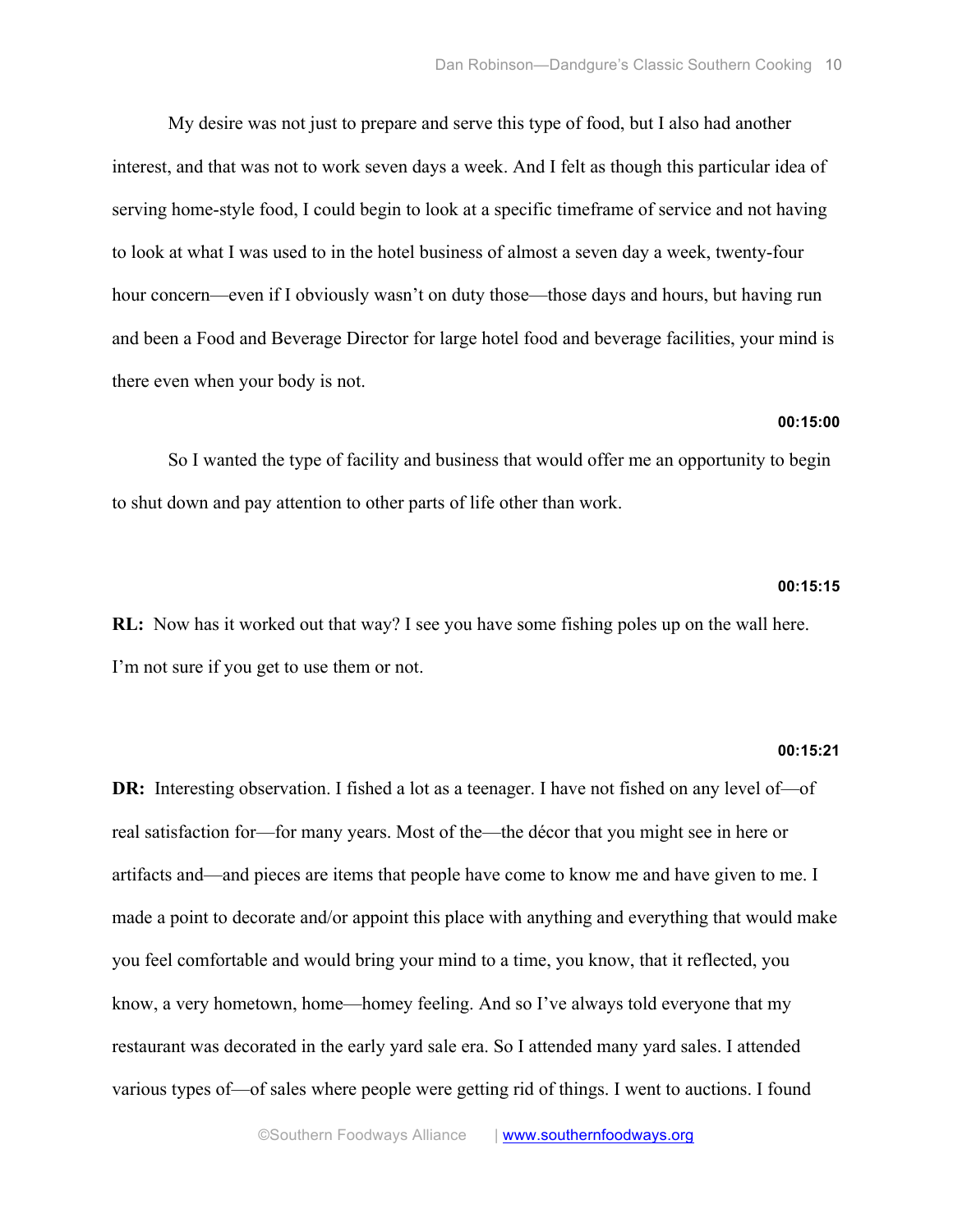My desire was not just to prepare and serve this type of food, but I also had another interest, and that was not to work seven days a week. And I felt as though this particular idea of serving home-style food, I could begin to look at a specific timeframe of service and not having to look at what I was used to in the hotel business of almost a seven day a week, twenty-four hour concern—even if I obviously wasn't on duty those—those days and hours, but having run and been a Food and Beverage Director for large hotel food and beverage facilities, your mind is there even when your body is not.

**00:15:00**

So I wanted the type of facility and business that would offer me an opportunity to begin to shut down and pay attention to other parts of life other than work.

**00:15:15**

**RL:** Now has it worked out that way? I see you have some fishing poles up on the wall here. I'm not sure if you get to use them or not.

**00:15:21**

**DR:** Interesting observation. I fished a lot as a teenager. I have not fished on any level of—of real satisfaction for—for many years. Most of the—the décor that you might see in here or artifacts and—and pieces are items that people have come to know me and have given to me. I made a point to decorate and/or appoint this place with anything and everything that would make you feel comfortable and would bring your mind to a time, you know, that it reflected, you know, a very hometown, home—homey feeling. And so I've always told everyone that my restaurant was decorated in the early yard sale era. So I attended many yard sales. I attended various types of—of sales where people were getting rid of things. I went to auctions. I found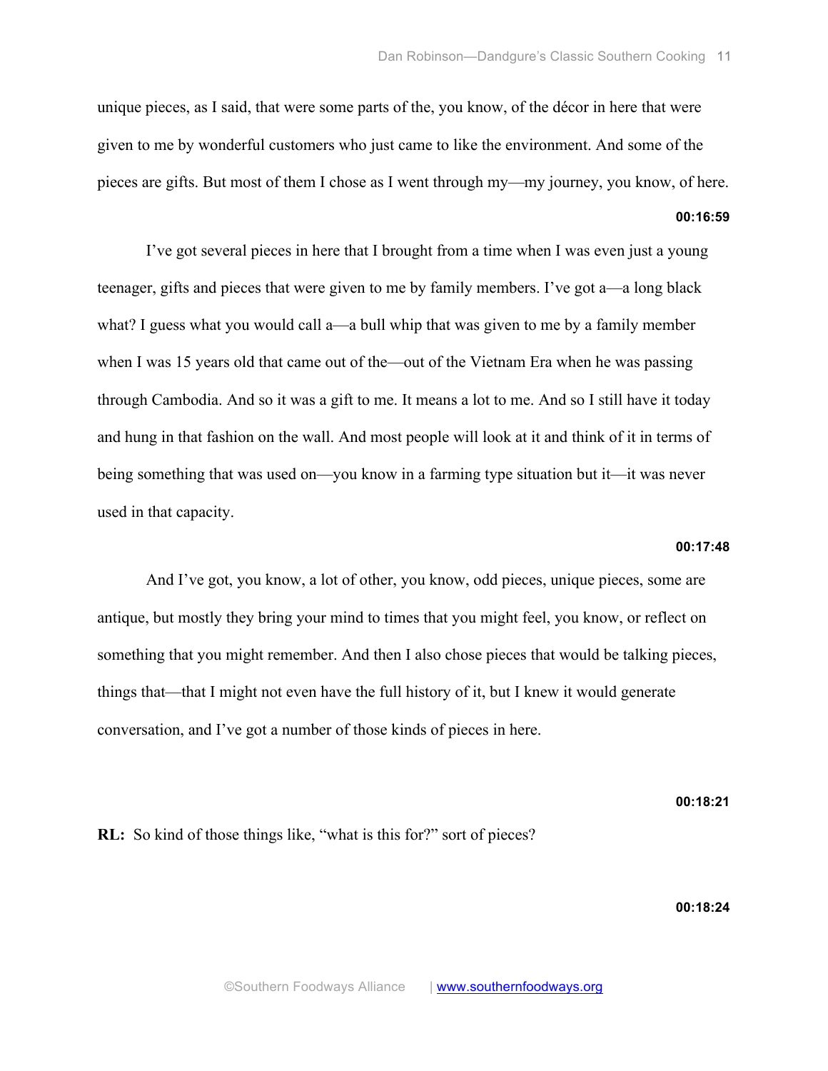unique pieces, as I said, that were some parts of the, you know, of the décor in here that were given to me by wonderful customers who just came to like the environment. And some of the pieces are gifts. But most of them I chose as I went through my—my journey, you know, of here.

**00:16:59**

I've got several pieces in here that I brought from a time when I was even just a young teenager, gifts and pieces that were given to me by family members. I've got a—a long black what? I guess what you would call a—a bull whip that was given to me by a family member when I was 15 years old that came out of the—out of the Vietnam Era when he was passing through Cambodia. And so it was a gift to me. It means a lot to me. And so I still have it today and hung in that fashion on the wall. And most people will look at it and think of it in terms of being something that was used on—you know in a farming type situation but it—it was never used in that capacity.

**00:17:48**

And I've got, you know, a lot of other, you know, odd pieces, unique pieces, some are antique, but mostly they bring your mind to times that you might feel, you know, or reflect on something that you might remember. And then I also chose pieces that would be talking pieces, things that—that I might not even have the full history of it, but I knew it would generate conversation, and I've got a number of those kinds of pieces in here.

**00:18:21**

**RL:** So kind of those things like, "what is this for?" sort of pieces?

**00:18:24**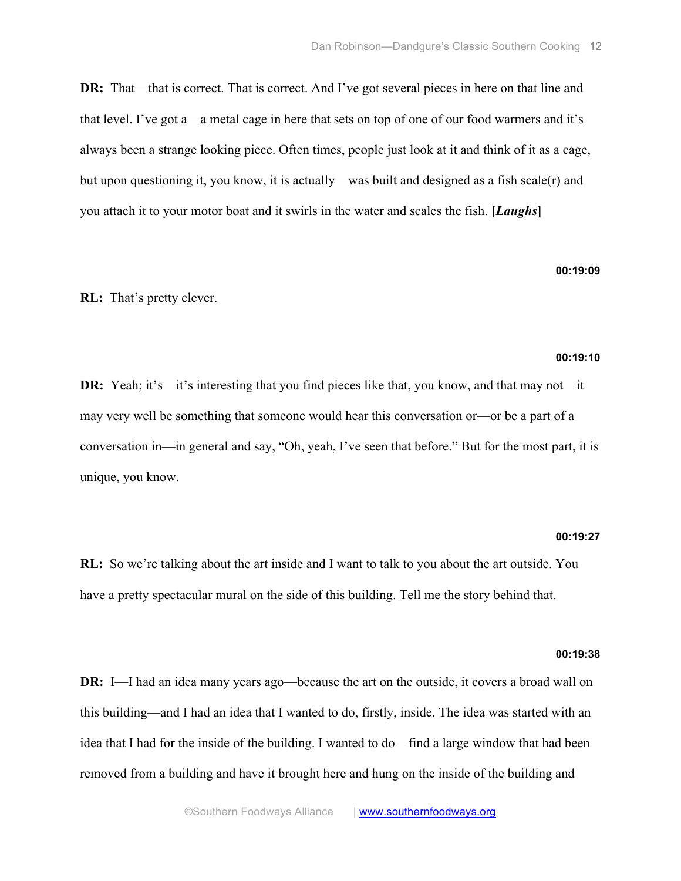**DR:** That—that is correct. That is correct. And I've got several pieces in here on that line and that level. I've got a—a metal cage in here that sets on top of one of our food warmers and it's always been a strange looking piece. Often times, people just look at it and think of it as a cage, but upon questioning it, you know, it is actually—was built and designed as a fish scale(r) and you attach it to your motor boat and it swirls in the water and scales the fish. **[*Laughs*]**

**00:19:09**

**RL:** That's pretty clever.

**00:19:10**

**DR:** Yeah; it's—it's interesting that you find pieces like that, you know, and that may not—it may very well be something that someone would hear this conversation or—or be a part of a conversation in—in general and say, "Oh, yeah, I've seen that before." But for the most part, it is unique, you know.

**00:19:27**

**RL:** So we're talking about the art inside and I want to talk to you about the art outside. You have a pretty spectacular mural on the side of this building. Tell me the story behind that.

**00:19:38**

**DR:** I—I had an idea many years ago—because the art on the outside, it covers a broad wall on this building—and I had an idea that I wanted to do, firstly, inside. The idea was started with an idea that I had for the inside of the building. I wanted to do—find a large window that had been removed from a building and have it brought here and hung on the inside of the building and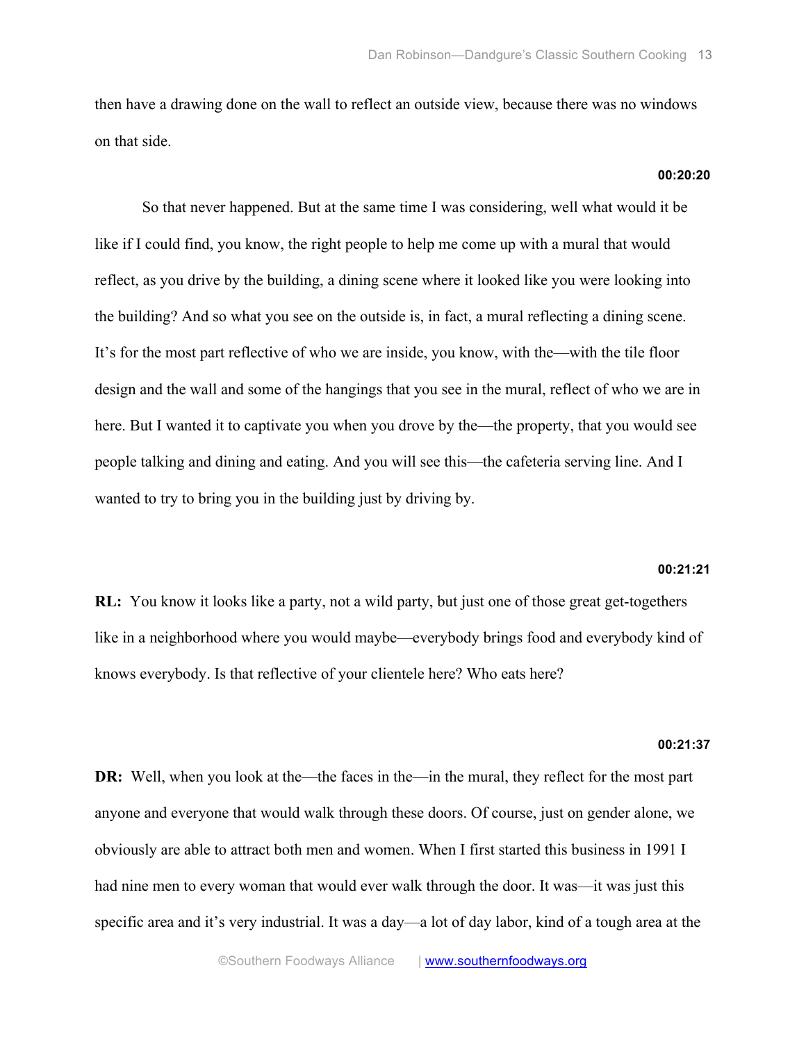then have a drawing done on the wall to reflect an outside view, because there was no windows on that side.

**00:20:20**

So that never happened. But at the same time I was considering, well what would it be like if I could find, you know, the right people to help me come up with a mural that would reflect, as you drive by the building, a dining scene where it looked like you were looking into the building? And so what you see on the outside is, in fact, a mural reflecting a dining scene. It's for the most part reflective of who we are inside, you know, with the—with the tile floor design and the wall and some of the hangings that you see in the mural, reflect of who we are in here. But I wanted it to captivate you when you drove by the—the property, that you would see people talking and dining and eating. And you will see this—the cafeteria serving line. And I wanted to try to bring you in the building just by driving by.

**00:21:21**

**RL:** You know it looks like a party, not a wild party, but just one of those great get-togethers like in a neighborhood where you would maybe—everybody brings food and everybody kind of knows everybody. Is that reflective of your clientele here? Who eats here?

**00:21:37**

**DR:** Well, when you look at the—the faces in the—in the mural, they reflect for the most part anyone and everyone that would walk through these doors. Of course, just on gender alone, we obviously are able to attract both men and women. When I first started this business in 1991 I had nine men to every woman that would ever walk through the door. It was—it was just this specific area and it's very industrial. It was a day—a lot of day labor, kind of a tough area at the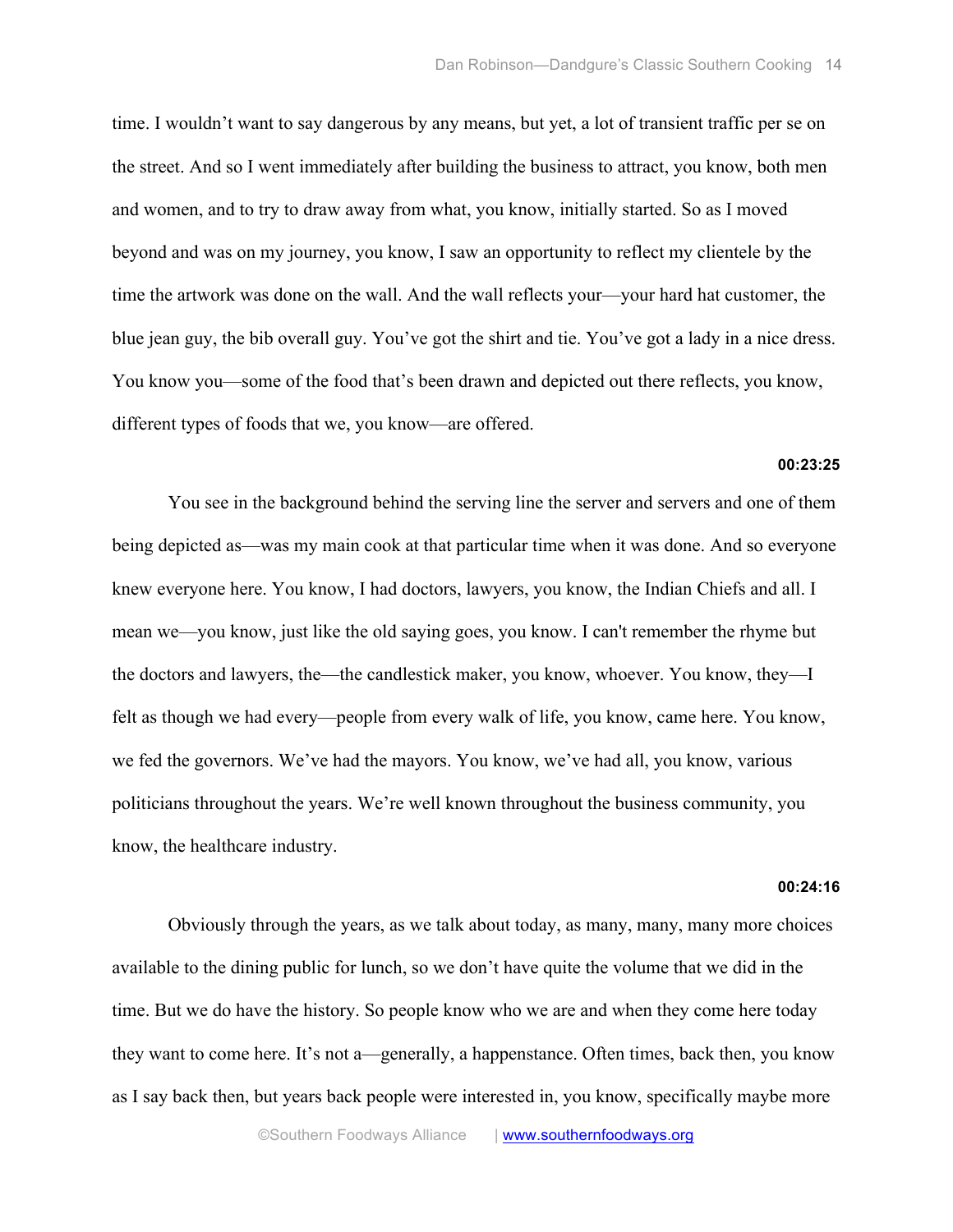time. I wouldn't want to say dangerous by any means, but yet, a lot of transient traffic per se on the street. And so I went immediately after building the business to attract, you know, both men and women, and to try to draw away from what, you know, initially started. So as I moved beyond and was on my journey, you know, I saw an opportunity to reflect my clientele by the time the artwork was done on the wall. And the wall reflects your—your hard hat customer, the blue jean guy, the bib overall guy. You've got the shirt and tie. You've got a lady in a nice dress. You know you—some of the food that's been drawn and depicted out there reflects, you know, different types of foods that we, you know—are offered.

**00:23:25**

You see in the background behind the serving line the server and servers and one of them being depicted as—was my main cook at that particular time when it was done. And so everyone knew everyone here. You know, I had doctors, lawyers, you know, the Indian Chiefs and all. I mean we—you know, just like the old saying goes, you know. I can't remember the rhyme but the doctors and lawyers, the—the candlestick maker, you know, whoever. You know, they—I felt as though we had every—people from every walk of life, you know, came here. You know, we fed the governors. We've had the mayors. You know, we've had all, you know, various politicians throughout the years. We're well known throughout the business community, you know, the healthcare industry.

**00:24:16**

Obviously through the years, as we talk about today, as many, many, many more choices available to the dining public for lunch, so we don't have quite the volume that we did in the time. But we do have the history. So people know who we are and when they come here today they want to come here. It's not a—generally, a happenstance. Often times, back then, you know as I say back then, but years back people were interested in, you know, specifically maybe more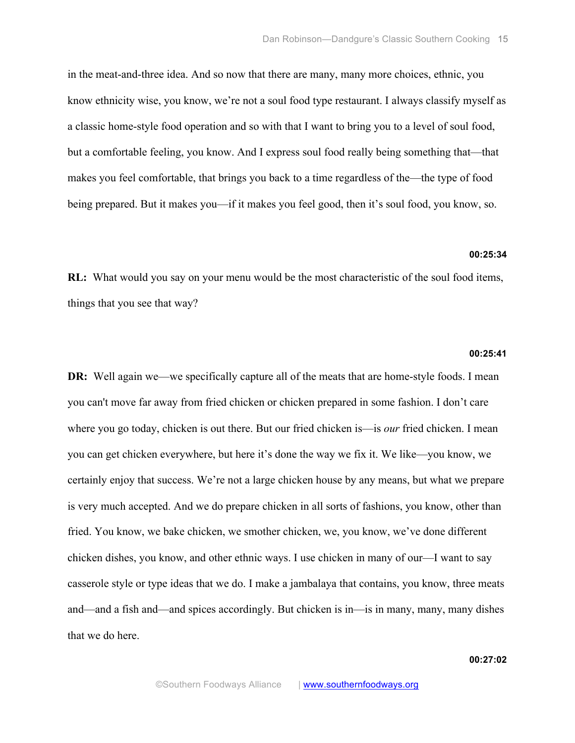in the meat-and-three idea. And so now that there are many, many more choices, ethnic, you know ethnicity wise, you know, we're not a soul food type restaurant. I always classify myself as a classic home-style food operation and so with that I want to bring you to a level of soul food, but a comfortable feeling, you know. And I express soul food really being something that—that makes you feel comfortable, that brings you back to a time regardless of the—the type of food being prepared. But it makes you—if it makes you feel good, then it's soul food, you know, so.

**00:25:34**

**RL:** What would you say on your menu would be the most characteristic of the soul food items, things that you see that way?

**00:25:41**

**DR:** Well again we—we specifically capture all of the meats that are home-style foods. I mean you can't move far away from fried chicken or chicken prepared in some fashion. I don't care where you go today, chicken is out there. But our fried chicken is—is *our* fried chicken. I mean you can get chicken everywhere, but here it's done the way we fix it. We like—you know, we certainly enjoy that success. We're not a large chicken house by any means, but what we prepare is very much accepted. And we do prepare chicken in all sorts of fashions, you know, other than fried. You know, we bake chicken, we smother chicken, we, you know, we've done different chicken dishes, you know, and other ethnic ways. I use chicken in many of our—I want to say casserole style or type ideas that we do. I make a jambalaya that contains, you know, three meats and—and a fish and—and spices accordingly. But chicken is in—is in many, many, many dishes that we do here.

**00:27:02**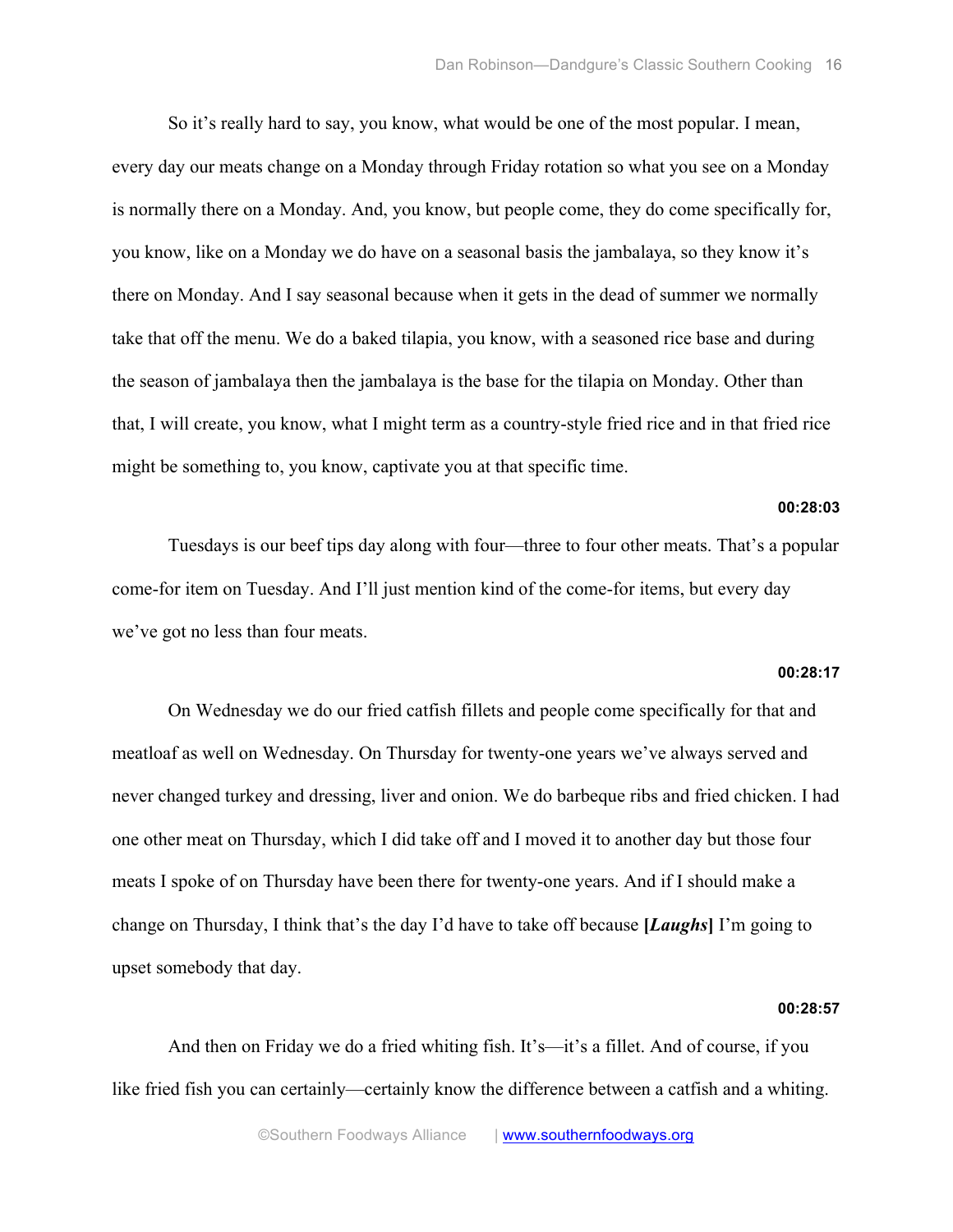So it's really hard to say, you know, what would be one of the most popular. I mean, every day our meats change on a Monday through Friday rotation so what you see on a Monday is normally there on a Monday. And, you know, but people come, they do come specifically for, you know, like on a Monday we do have on a seasonal basis the jambalaya, so they know it's there on Monday. And I say seasonal because when it gets in the dead of summer we normally take that off the menu. We do a baked tilapia, you know, with a seasoned rice base and during the season of jambalaya then the jambalaya is the base for the tilapia on Monday. Other than that, I will create, you know, what I might term as a country-style fried rice and in that fried rice might be something to, you know, captivate you at that specific time.

**00:28:03**

Tuesdays is our beef tips day along with four—three to four other meats. That's a popular come-for item on Tuesday. And I'll just mention kind of the come-for items, but every day we've got no less than four meats.

**00:28:17**

On Wednesday we do our fried catfish fillets and people come specifically for that and meatloaf as well on Wednesday. On Thursday for twenty-one years we've always served and never changed turkey and dressing, liver and onion. We do barbeque ribs and fried chicken. I had one other meat on Thursday, which I did take off and I moved it to another day but those four meats I spoke of on Thursday have been there for twenty-one years. And if I should make a change on Thursday, I think that's the day I'd have to take off because **[*Laughs*]** I'm going to upset somebody that day.

**00:28:57**

And then on Friday we do a fried whiting fish. It's—it's a fillet. And of course, if you like fried fish you can certainly—certainly know the difference between a catfish and a whiting.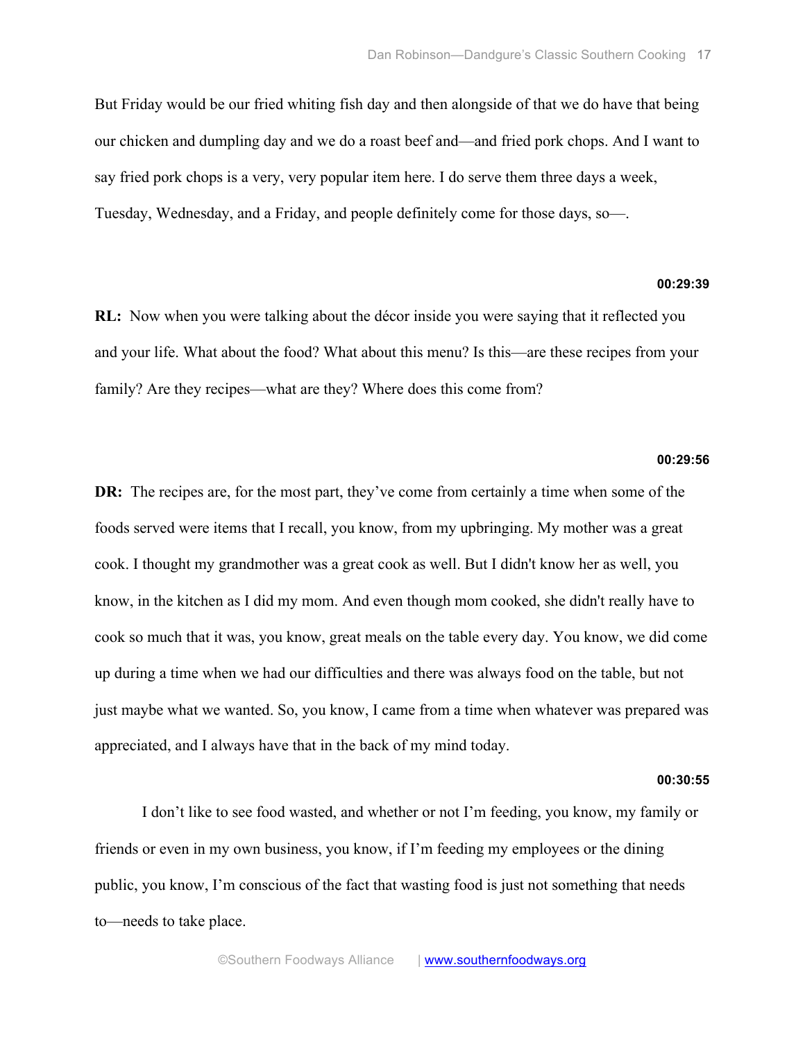But Friday would be our fried whiting fish day and then alongside of that we do have that being our chicken and dumpling day and we do a roast beef and—and fried pork chops. And I want to say fried pork chops is a very, very popular item here. I do serve them three days a week, Tuesday, Wednesday, and a Friday, and people definitely come for those days, so—.

**00:29:39**

**RL:** Now when you were talking about the décor inside you were saying that it reflected you and your life. What about the food? What about this menu? Is this—are these recipes from your family? Are they recipes—what are they? Where does this come from?

**00:29:56**

**DR:** The recipes are, for the most part, they've come from certainly a time when some of the foods served were items that I recall, you know, from my upbringing. My mother was a great cook. I thought my grandmother was a great cook as well. But I didn't know her as well, you know, in the kitchen as I did my mom. And even though mom cooked, she didn't really have to cook so much that it was, you know, great meals on the table every day. You know, we did come up during a time when we had our difficulties and there was always food on the table, but not just maybe what we wanted. So, you know, I came from a time when whatever was prepared was appreciated, and I always have that in the back of my mind today.

**00:30:55**

I don't like to see food wasted, and whether or not I'm feeding, you know, my family or friends or even in my own business, you know, if I'm feeding my employees or the dining public, you know, I'm conscious of the fact that wasting food is just not something that needs to—needs to take place.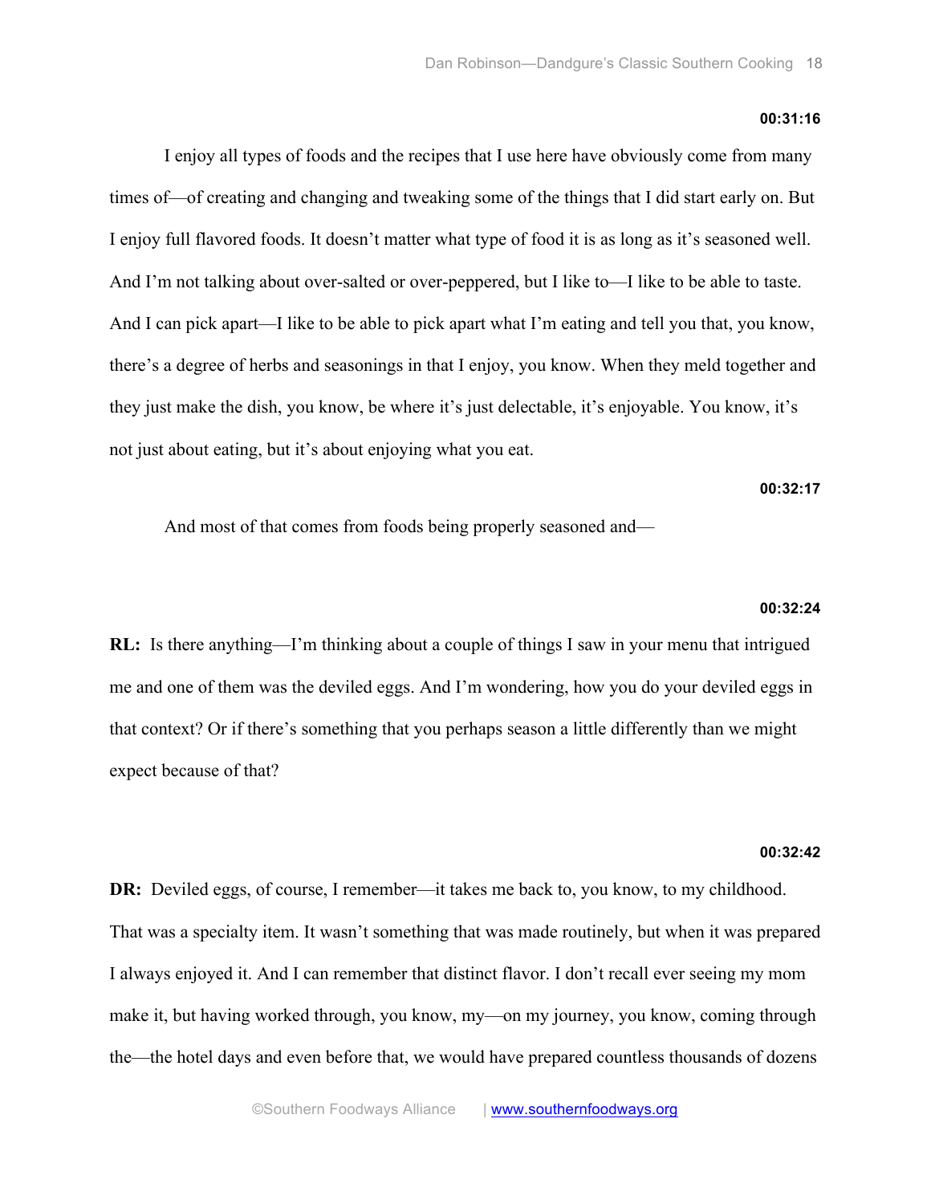**00:31:16**

I enjoy all types of foods and the recipes that I use here have obviously come from many times of—of creating and changing and tweaking some of the things that I did start early on. But I enjoy full flavored foods. It doesn't matter what type of food it is as long as it's seasoned well. And I'm not talking about over-salted or over-peppered, but I like to—I like to be able to taste. And I can pick apart—I like to be able to pick apart what I'm eating and tell you that, you know, there's a degree of herbs and seasonings in that I enjoy, you know. When they meld together and they just make the dish, you know, be where it's just delectable, it's enjoyable. You know, it's not just about eating, but it's about enjoying what you eat.

**00:32:17**

And most of that comes from foods being properly seasoned and—

**00:32:24**

**RL:** Is there anything—I'm thinking about a couple of things I saw in your menu that intrigued me and one of them was the deviled eggs. And I'm wondering, how you do your deviled eggs in that context? Or if there's something that you perhaps season a little differently than we might expect because of that?

**00:32:42**

**DR:** Deviled eggs, of course, I remember—it takes me back to, you know, to my childhood. That was a specialty item. It wasn't something that was made routinely, but when it was prepared I always enjoyed it. And I can remember that distinct flavor. I don't recall ever seeing my mom make it, but having worked through, you know, my—on my journey, you know, coming through the—the hotel days and even before that, we would have prepared countless thousands of dozens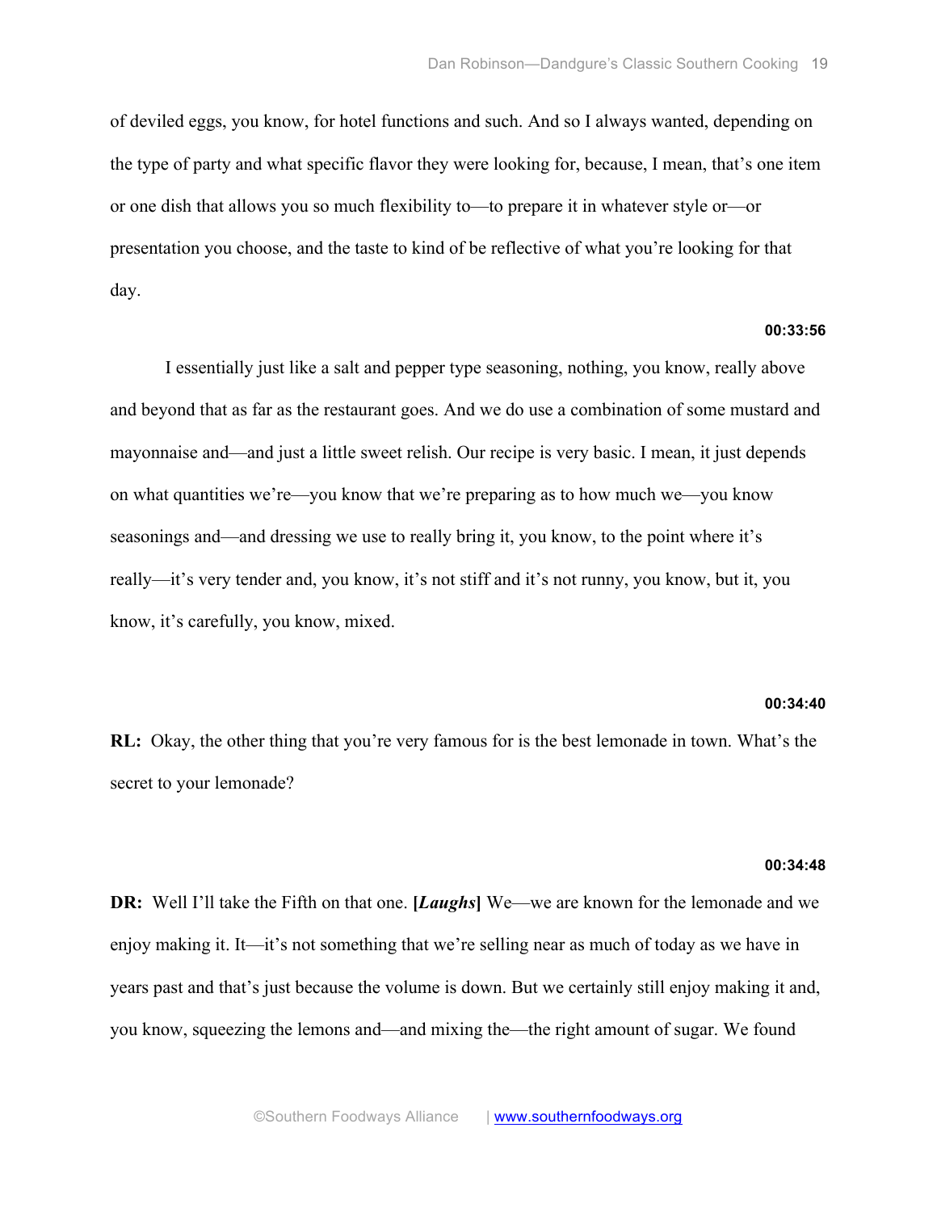of deviled eggs, you know, for hotel functions and such. And so I always wanted, depending on the type of party and what specific flavor they were looking for, because, I mean, that's one item or one dish that allows you so much flexibility to—to prepare it in whatever style or—or presentation you choose, and the taste to kind of be reflective of what you're looking for that day.

**00:33:56**

I essentially just like a salt and pepper type seasoning, nothing, you know, really above and beyond that as far as the restaurant goes. And we do use a combination of some mustard and mayonnaise and—and just a little sweet relish. Our recipe is very basic. I mean, it just depends on what quantities we're—you know that we're preparing as to how much we—you know seasonings and—and dressing we use to really bring it, you know, to the point where it's really—it's very tender and, you know, it's not stiff and it's not runny, you know, but it, you know, it's carefully, you know, mixed.

**00:34:40**

**RL:** Okay, the other thing that you're very famous for is the best lemonade in town. What's the secret to your lemonade?

**00:34:48**

**DR:** Well I'll take the Fifth on that one. **[*Laughs*]** We—we are known for the lemonade and we enjoy making it. It—it's not something that we're selling near as much of today as we have in years past and that's just because the volume is down. But we certainly still enjoy making it and, you know, squeezing the lemons and—and mixing the—the right amount of sugar. We found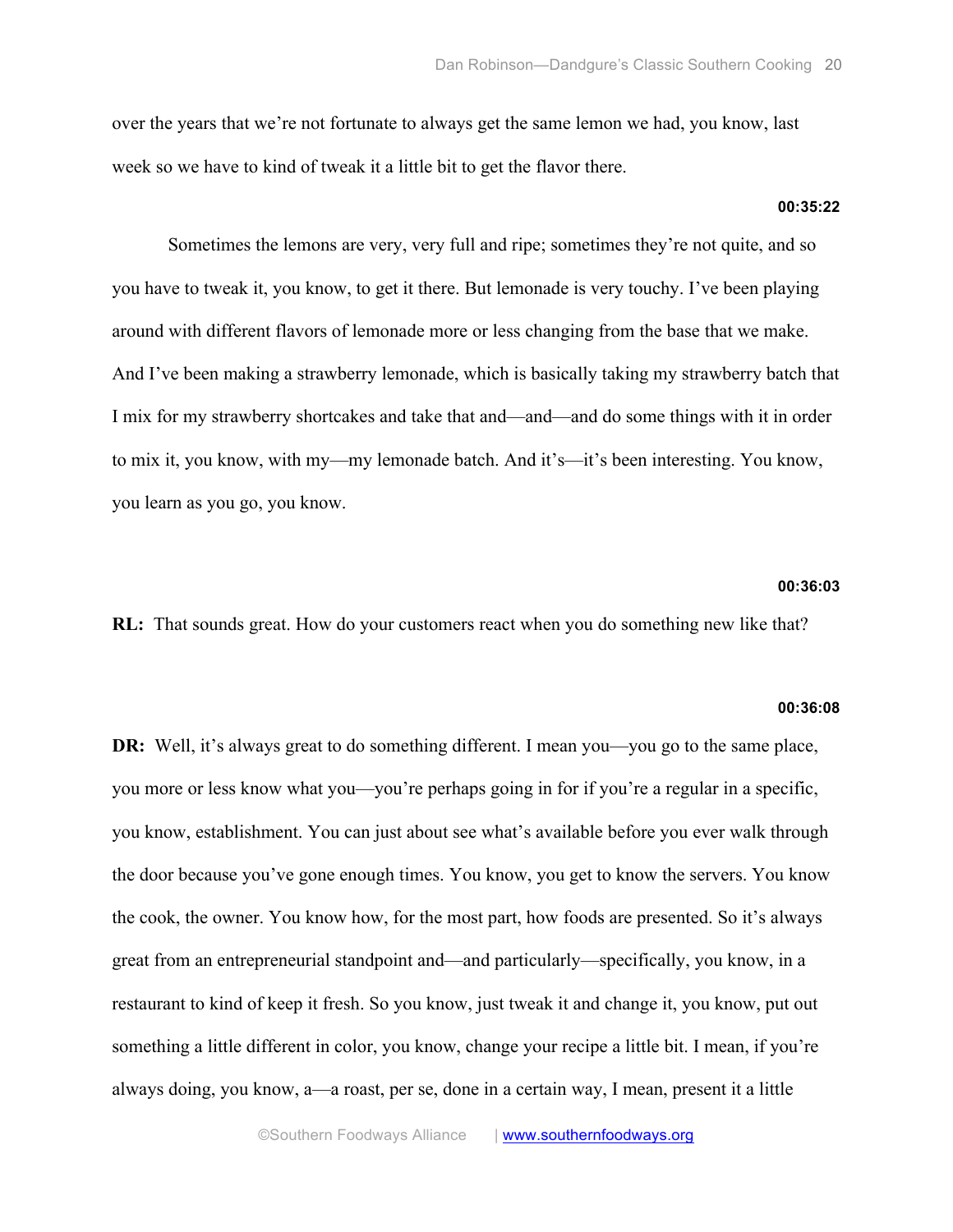over the years that we're not fortunate to always get the same lemon we had, you know, last week so we have to kind of tweak it a little bit to get the flavor there.

**00:35:22**

Sometimes the lemons are very, very full and ripe; sometimes they're not quite, and so you have to tweak it, you know, to get it there. But lemonade is very touchy. I've been playing around with different flavors of lemonade more or less changing from the base that we make. And I've been making a strawberry lemonade, which is basically taking my strawberry batch that I mix for my strawberry shortcakes and take that and—and—and do some things with it in order to mix it, you know, with my—my lemonade batch. And it's—it's been interesting. You know, you learn as you go, you know.

**00:36:03**

**RL:** That sounds great. How do your customers react when you do something new like that?

**00:36:08**

**DR:** Well, it's always great to do something different. I mean you—you go to the same place, you more or less know what you—you're perhaps going in for if you're a regular in a specific, you know, establishment. You can just about see what's available before you ever walk through the door because you've gone enough times. You know, you get to know the servers. You know the cook, the owner. You know how, for the most part, how foods are presented. So it's always great from an entrepreneurial standpoint and—and particularly—specifically, you know, in a restaurant to kind of keep it fresh. So you know, just tweak it and change it, you know, put out something a little different in color, you know, change your recipe a little bit. I mean, if you're always doing, you know, a—a roast, per se, done in a certain way, I mean, present it a little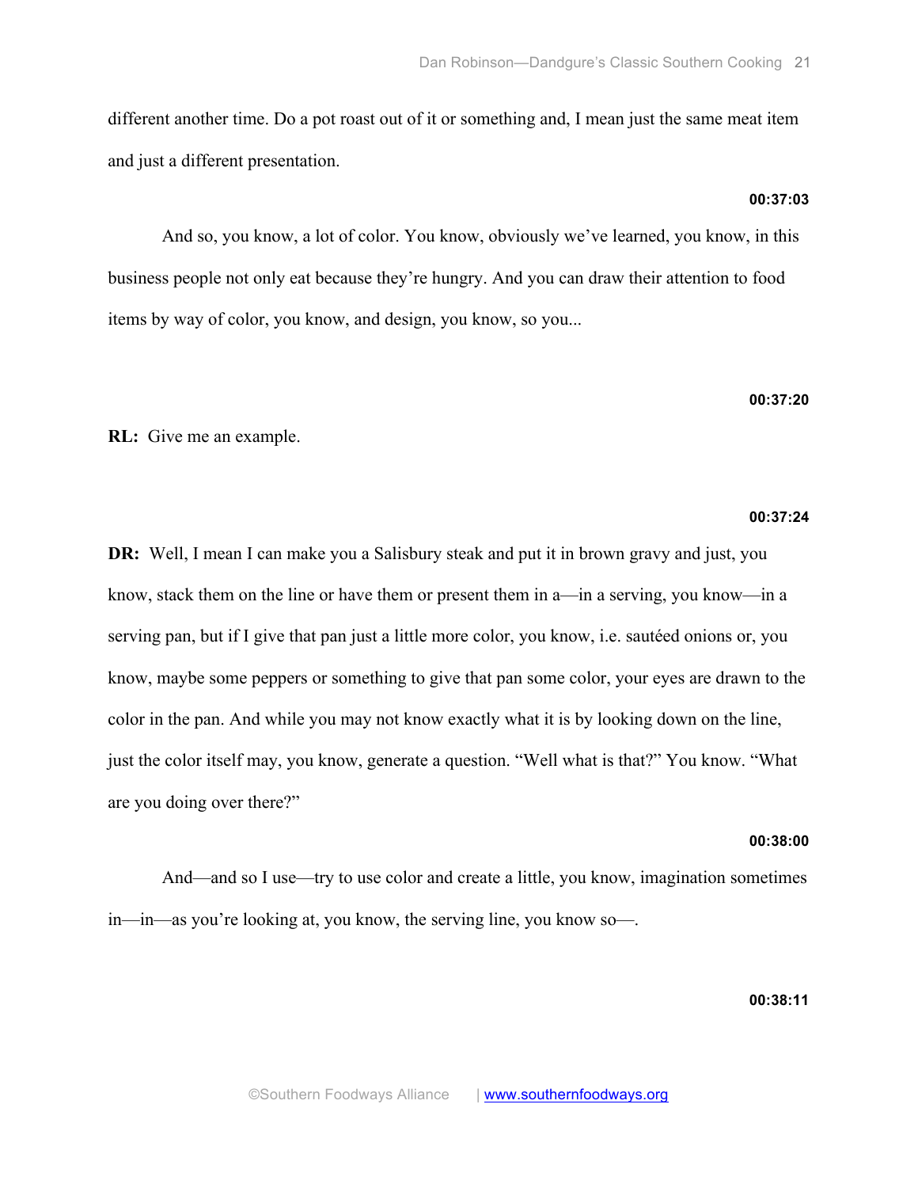different another time. Do a pot roast out of it or something and, I mean just the same meat item and just a different presentation.

**00:37:03**

And so, you know, a lot of color. You know, obviously we've learned, you know, in this business people not only eat because they're hungry. And you can draw their attention to food items by way of color, you know, and design, you know, so you...

**00:37:20**

**RL:** Give me an example.

**00:37:24**

**DR:** Well, I mean I can make you a Salisbury steak and put it in brown gravy and just, you know, stack them on the line or have them or present them in a—in a serving, you know—in a serving pan, but if I give that pan just a little more color, you know, i.e. sautéed onions or, you know, maybe some peppers or something to give that pan some color, your eyes are drawn to the color in the pan. And while you may not know exactly what it is by looking down on the line, just the color itself may, you know, generate a question. "Well what is that?" You know. "What are you doing over there?"

**00:38:00**

And—and so I use—try to use color and create a little, you know, imagination sometimes in—in—as you're looking at, you know, the serving line, you know so—.

**00:38:11**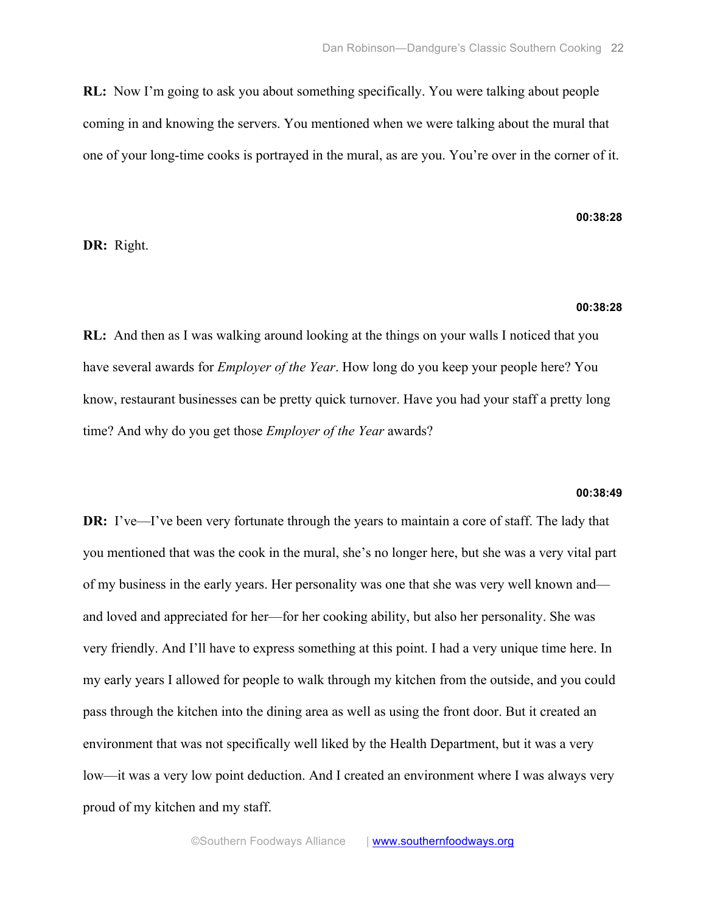**RL:** Now I'm going to ask you about something specifically. You were talking about people coming in and knowing the servers. You mentioned when we were talking about the mural that one of your long-time cooks is portrayed in the mural, as are you. You're over in the corner of it.

**00:38:28**

**DR:** Right.

**00:38:28**

**RL:** And then as I was walking around looking at the things on your walls I noticed that you have several awards for *Employer of the Year*. How long do you keep your people here? You know, restaurant businesses can be pretty quick turnover. Have you had your staff a pretty long time? And why do you get those *Employer of the Year* awards?

**00:38:49**

**DR:** I've—I've been very fortunate through the years to maintain a core of staff. The lady that you mentioned that was the cook in the mural, she's no longer here, but she was a very vital part of my business in the early years. Her personality was one that she was very well known and—and loved and appreciated for her—for her cooking ability, but also her personality. She was very friendly. And I'll have to express something at this point. I had a very unique time here. In my early years I allowed for people to walk through my kitchen from the outside, and you could pass through the kitchen into the dining area as well as using the front door. But it created an environment that was not specifically well liked by the Health Department, but it was a very low—it was a very low point deduction. And I created an environment where I was always very proud of my kitchen and my staff.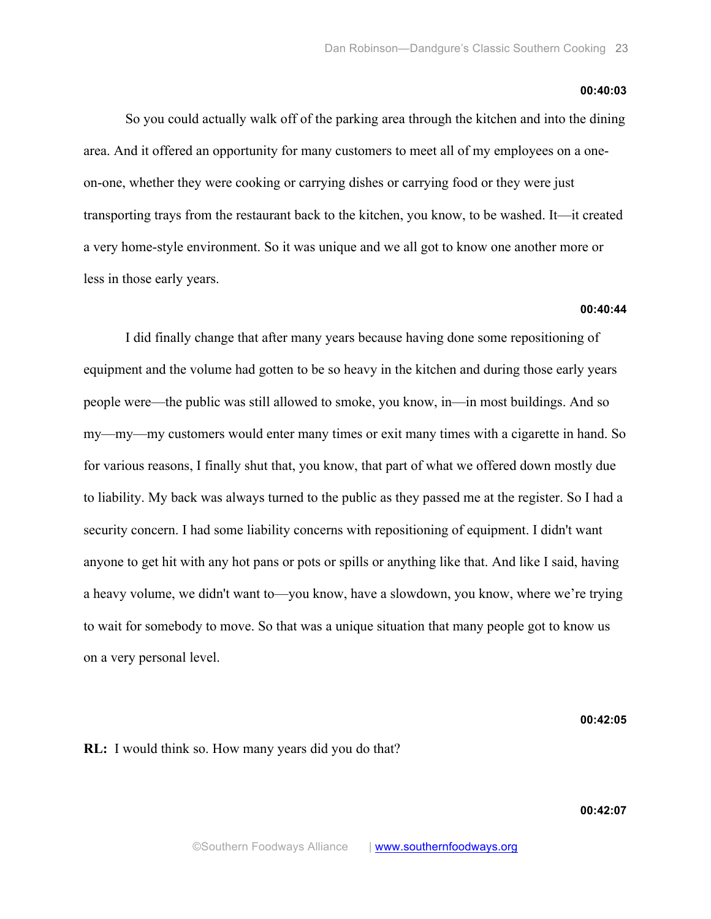**00:40:03**

So you could actually walk off of the parking area through the kitchen and into the dining area. And it offered an opportunity for many customers to meet all of my employees on a one-on-one, whether they were cooking or carrying dishes or carrying food or they were just transporting trays from the restaurant back to the kitchen, you know, to be washed. It—it created a very home-style environment. So it was unique and we all got to know one another more or less in those early years.

**00:40:44**

I did finally change that after many years because having done some repositioning of equipment and the volume had gotten to be so heavy in the kitchen and during those early years people were—the public was still allowed to smoke, you know, in—in most buildings. And so my—my—my customers would enter many times or exit many times with a cigarette in hand. So for various reasons, I finally shut that, you know, that part of what we offered down mostly due to liability. My back was always turned to the public as they passed me at the register. So I had a security concern. I had some liability concerns with repositioning of equipment. I didn't want anyone to get hit with any hot pans or pots or spills or anything like that. And like I said, having a heavy volume, we didn't want to—you know, have a slowdown, you know, where we're trying to wait for somebody to move. So that was a unique situation that many people got to know us on a very personal level.

**00:42:05**

**RL:** I would think so. How many years did you do that?

**00:42:07**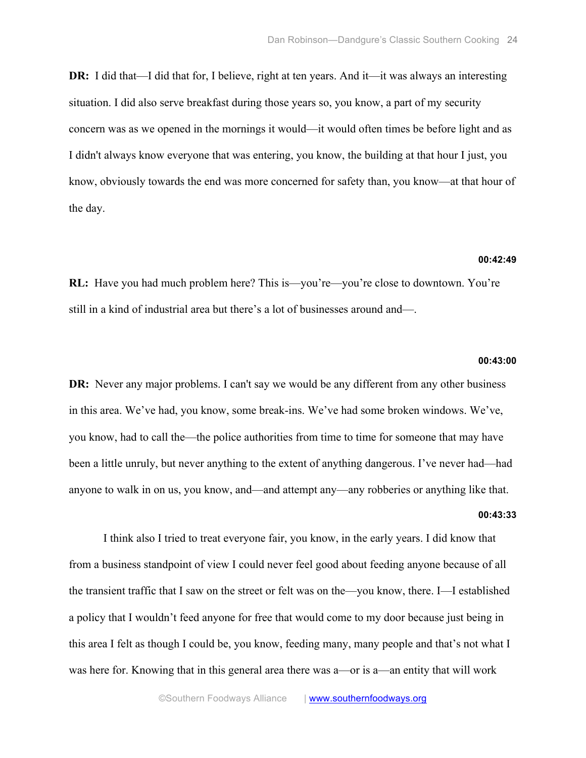**DR:** I did that—I did that for, I believe, right at ten years. And it—it was always an interesting situation. I did also serve breakfast during those years so, you know, a part of my security concern was as we opened in the mornings it would—it would often times be before light and as I didn't always know everyone that was entering, you know, the building at that hour I just, you know, obviously towards the end was more concerned for safety than, you know—at that hour of the day.

**00:42:49**

**RL:** Have you had much problem here? This is—you're—you're close to downtown. You're still in a kind of industrial area but there's a lot of businesses around and—.

**00:43:00**

**DR:** Never any major problems. I can't say we would be any different from any other business in this area. We've had, you know, some break-ins. We've had some broken windows. We've, you know, had to call the—the police authorities from time to time for someone that may have been a little unruly, but never anything to the extent of anything dangerous. I've never had—had anyone to walk in on us, you know, and—and attempt any—any robberies or anything like that.

**00:43:33**

I think also I tried to treat everyone fair, you know, in the early years. I did know that from a business standpoint of view I could never feel good about feeding anyone because of all the transient traffic that I saw on the street or felt was on the—you know, there. I—I established a policy that I wouldn't feed anyone for free that would come to my door because just being in this area I felt as though I could be, you know, feeding many, many people and that's not what I was here for. Knowing that in this general area there was a—or is a—an entity that will work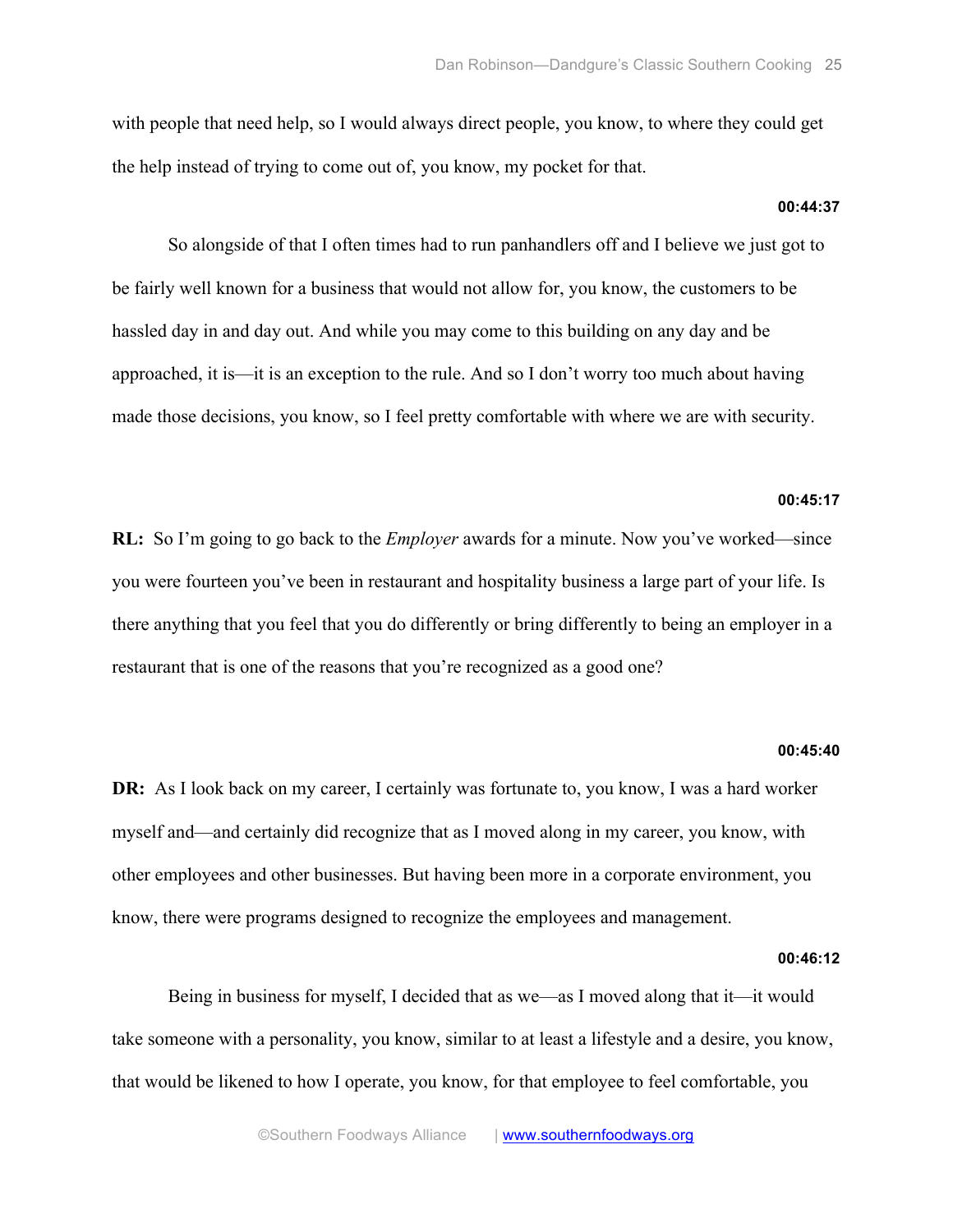with people that need help, so I would always direct people, you know, to where they could get the help instead of trying to come out of, you know, my pocket for that.

**00:44:37**

So alongside of that I often times had to run panhandlers off and I believe we just got to be fairly well known for a business that would not allow for, you know, the customers to be hassled day in and day out. And while you may come to this building on any day and be approached, it is—it is an exception to the rule. And so I don't worry too much about having made those decisions, you know, so I feel pretty comfortable with where we are with security.

**00:45:17**

**RL:** So I'm going to go back to the *Employer* awards for a minute. Now you've worked—since you were fourteen you've been in restaurant and hospitality business a large part of your life. Is there anything that you feel that you do differently or bring differently to being an employer in a restaurant that is one of the reasons that you're recognized as a good one?

**00:45:40**

**DR:** As I look back on my career, I certainly was fortunate to, you know, I was a hard worker myself and—and certainly did recognize that as I moved along in my career, you know, with other employees and other businesses. But having been more in a corporate environment, you know, there were programs designed to recognize the employees and management.

**00:46:12**

Being in business for myself, I decided that as we—as I moved along that it—it would take someone with a personality, you know, similar to at least a lifestyle and a desire, you know, that would be likened to how I operate, you know, for that employee to feel comfortable, you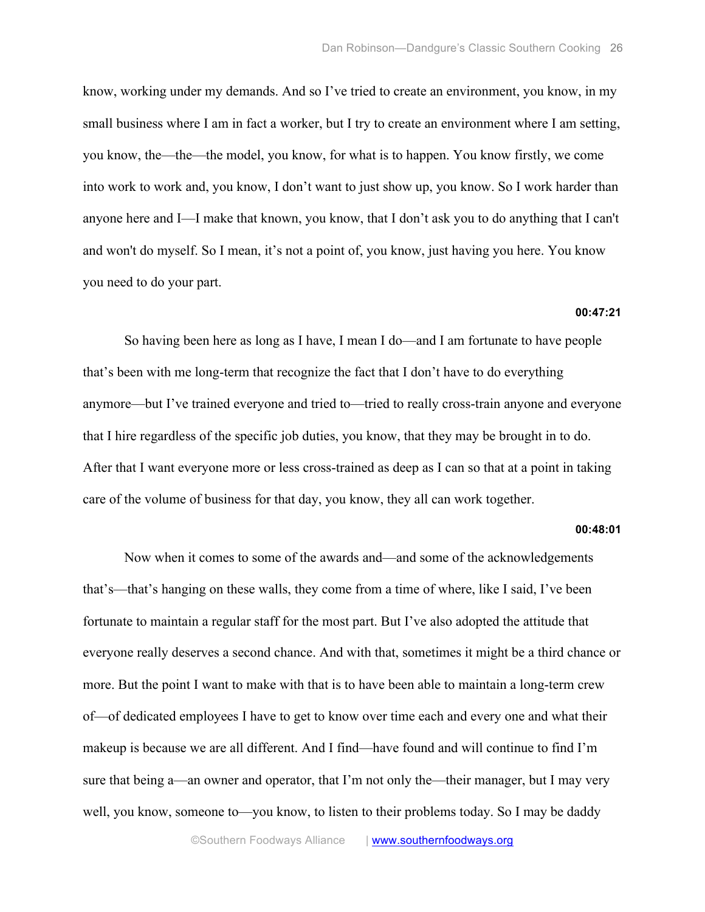know, working under my demands. And so I've tried to create an environment, you know, in my small business where I am in fact a worker, but I try to create an environment where I am setting, you know, the—the—the model, you know, for what is to happen. You know firstly, we come into work to work and, you know, I don't want to just show up, you know. So I work harder than anyone here and I—I make that known, you know, that I don't ask you to do anything that I can't and won't do myself. So I mean, it's not a point of, you know, just having you here. You know you need to do your part.

**00:47:21**

So having been here as long as I have, I mean I do—and I am fortunate to have people that's been with me long-term that recognize the fact that I don't have to do everything anymore—but I've trained everyone and tried to—tried to really cross-train anyone and everyone that I hire regardless of the specific job duties, you know, that they may be brought in to do. After that I want everyone more or less cross-trained as deep as I can so that at a point in taking care of the volume of business for that day, you know, they all can work together.

**00:48:01**

Now when it comes to some of the awards and—and some of the acknowledgements that's—that's hanging on these walls, they come from a time of where, like I said, I've been fortunate to maintain a regular staff for the most part. But I've also adopted the attitude that everyone really deserves a second chance. And with that, sometimes it might be a third chance or more. But the point I want to make with that is to have been able to maintain a long-term crew of—of dedicated employees I have to get to know over time each and every one and what their makeup is because we are all different. And I find—have found and will continue to find I'm sure that being a—an owner and operator, that I'm not only the—their manager, but I may very well, you know, someone to—you know, to listen to their problems today. So I may be daddy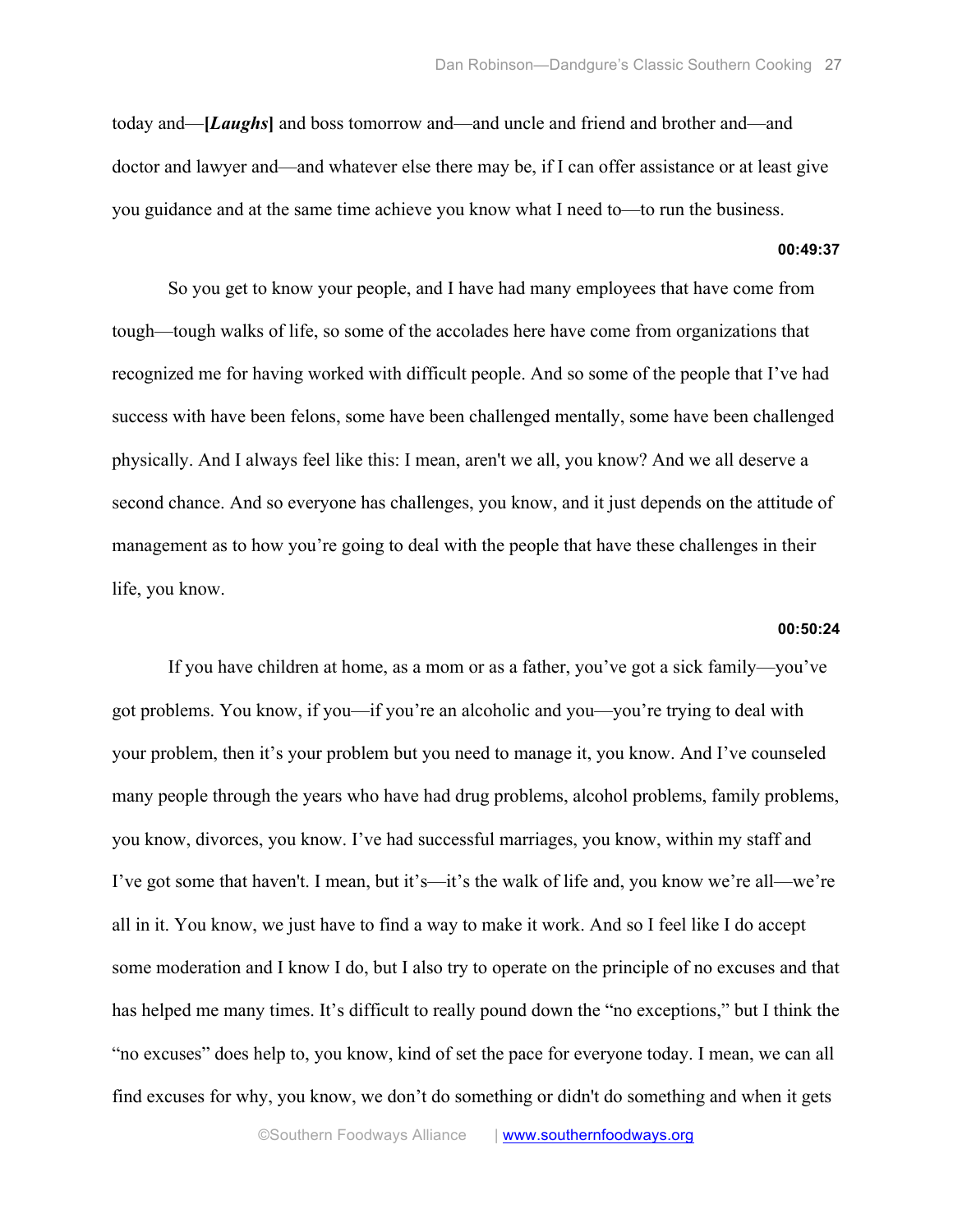today and—**[*Laughs*]** and boss tomorrow and—and uncle and friend and brother and—and doctor and lawyer and—and whatever else there may be, if I can offer assistance or at least give you guidance and at the same time achieve you know what I need to—to run the business.

**00:49:37**

So you get to know your people, and I have had many employees that have come from tough—tough walks of life, so some of the accolades here have come from organizations that recognized me for having worked with difficult people. And so some of the people that I've had success with have been felons, some have been challenged mentally, some have been challenged physically. And I always feel like this: I mean, aren't we all, you know? And we all deserve a second chance. And so everyone has challenges, you know, and it just depends on the attitude of management as to how you're going to deal with the people that have these challenges in their life, you know.

**00:50:24**

If you have children at home, as a mom or as a father, you've got a sick family—you've got problems. You know, if you—if you're an alcoholic and you—you're trying to deal with your problem, then it's your problem but you need to manage it, you know. And I've counseled many people through the years who have had drug problems, alcohol problems, family problems, you know, divorces, you know. I've had successful marriages, you know, within my staff and I've got some that haven't. I mean, but it's—it's the walk of life and, you know we're all—we're all in it. You know, we just have to find a way to make it work. And so I feel like I do accept some moderation and I know I do, but I also try to operate on the principle of no excuses and that has helped me many times. It's difficult to really pound down the "no exceptions," but I think the "no excuses" does help to, you know, kind of set the pace for everyone today. I mean, we can all find excuses for why, you know, we don't do something or didn't do something and when it gets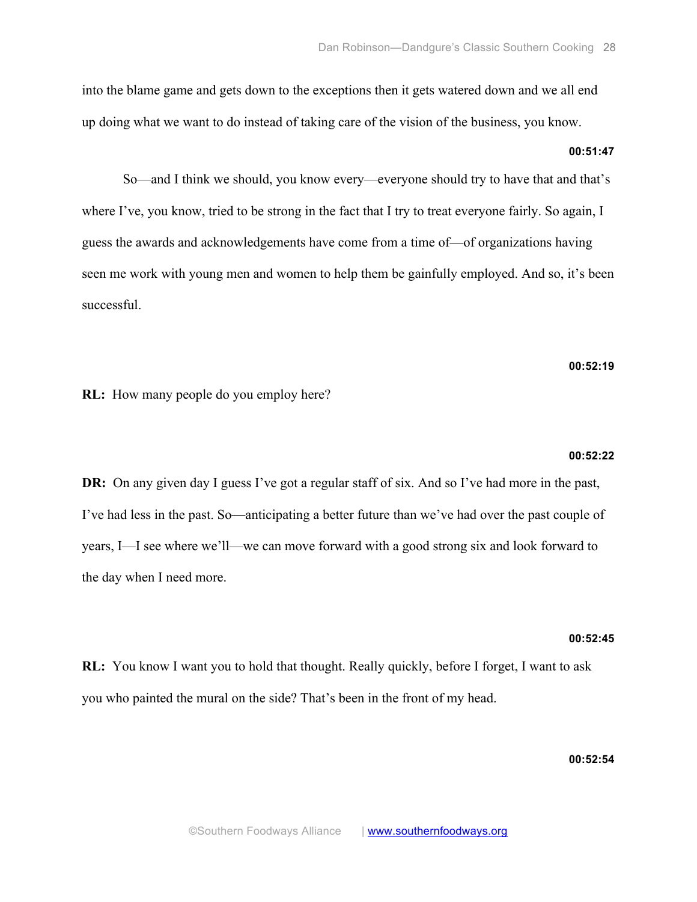into the blame game and gets down to the exceptions then it gets watered down and we all end up doing what we want to do instead of taking care of the vision of the business, you know.

**00:51:47**

So—and I think we should, you know every—everyone should try to have that and that's where I've, you know, tried to be strong in the fact that I try to treat everyone fairly. So again, I guess the awards and acknowledgements have come from a time of—of organizations having seen me work with young men and women to help them be gainfully employed. And so, it's been successful.

**00:52:19**

**RL:** How many people do you employ here?

**00:52:22**

**DR:** On any given day I guess I've got a regular staff of six. And so I've had more in the past, I've had less in the past. So—anticipating a better future than we've had over the past couple of years, I—I see where we'll—we can move forward with a good strong six and look forward to the day when I need more.

**00:52:45**

**RL:** You know I want you to hold that thought. Really quickly, before I forget, I want to ask you who painted the mural on the side? That's been in the front of my head.

**00:52:54**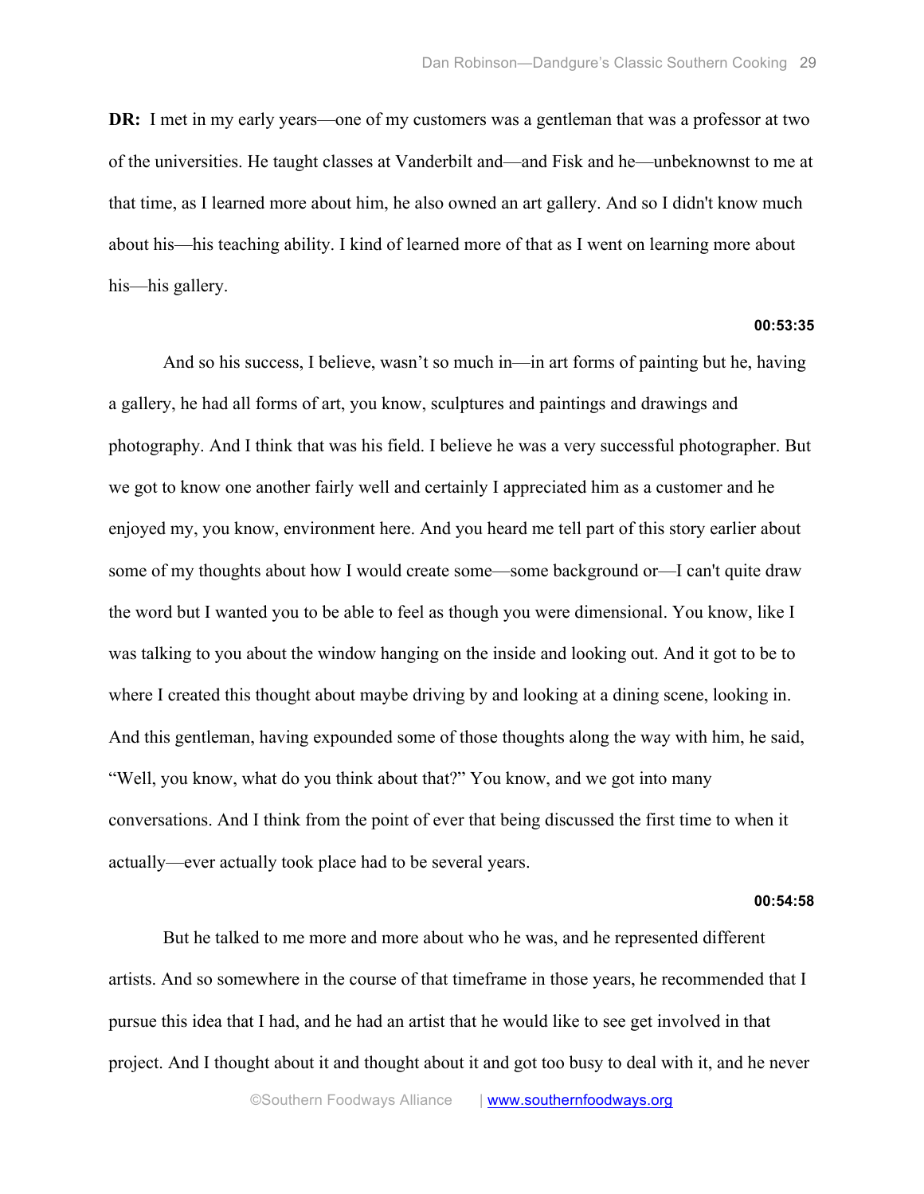**DR:** I met in my early years—one of my customers was a gentleman that was a professor at two of the universities. He taught classes at Vanderbilt and—and Fisk and he—unbeknownst to me at that time, as I learned more about him, he also owned an art gallery. And so I didn't know much about his—his teaching ability. I kind of learned more of that as I went on learning more about his—his gallery.

**00:53:35**

And so his success, I believe, wasn't so much in—in art forms of painting but he, having a gallery, he had all forms of art, you know, sculptures and paintings and drawings and photography. And I think that was his field. I believe he was a very successful photographer. But we got to know one another fairly well and certainly I appreciated him as a customer and he enjoyed my, you know, environment here. And you heard me tell part of this story earlier about some of my thoughts about how I would create some—some background or—I can't quite draw the word but I wanted you to be able to feel as though you were dimensional. You know, like I was talking to you about the window hanging on the inside and looking out. And it got to be to where I created this thought about maybe driving by and looking at a dining scene, looking in. And this gentleman, having expounded some of those thoughts along the way with him, he said, "Well, you know, what do you think about that?" You know, and we got into many conversations. And I think from the point of ever that being discussed the first time to when it actually—ever actually took place had to be several years.

**00:54:58**

But he talked to me more and more about who he was, and he represented different artists. And so somewhere in the course of that timeframe in those years, he recommended that I pursue this idea that I had, and he had an artist that he would like to see get involved in that project. And I thought about it and thought about it and got too busy to deal with it, and he never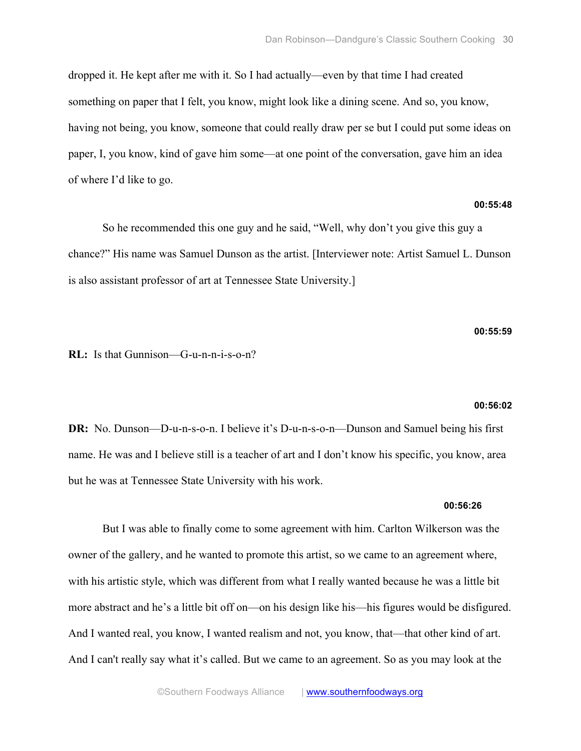dropped it. He kept after me with it. So I had actually—even by that time I had created something on paper that I felt, you know, might look like a dining scene. And so, you know, having not being, you know, someone that could really draw per se but I could put some ideas on paper, I, you know, kind of gave him some—at one point of the conversation, gave him an idea of where I'd like to go.

**00:55:48**

So he recommended this one guy and he said, "Well, why don't you give this guy a chance?" His name was Samuel Dunson as the artist. [Interviewer note: Artist Samuel L. Dunson is also assistant professor of art at Tennessee State University.]

**00:55:59**

**RL:** Is that Gunnison—G-u-n-n-i-s-o-n?

**00:56:02**

**DR:** No. Dunson—D-u-n-s-o-n. I believe it's D-u-n-s-o-n—Dunson and Samuel being his first name. He was and I believe still is a teacher of art and I don't know his specific, you know, area but he was at Tennessee State University with his work.

**00:56:26**

But I was able to finally come to some agreement with him. Carlton Wilkerson was the owner of the gallery, and he wanted to promote this artist, so we came to an agreement where, with his artistic style, which was different from what I really wanted because he was a little bit more abstract and he's a little bit off on—on his design like his—his figures would be disfigured. And I wanted real, you know, I wanted realism and not, you know, that—that other kind of art. And I can't really say what it's called. But we came to an agreement. So as you may look at the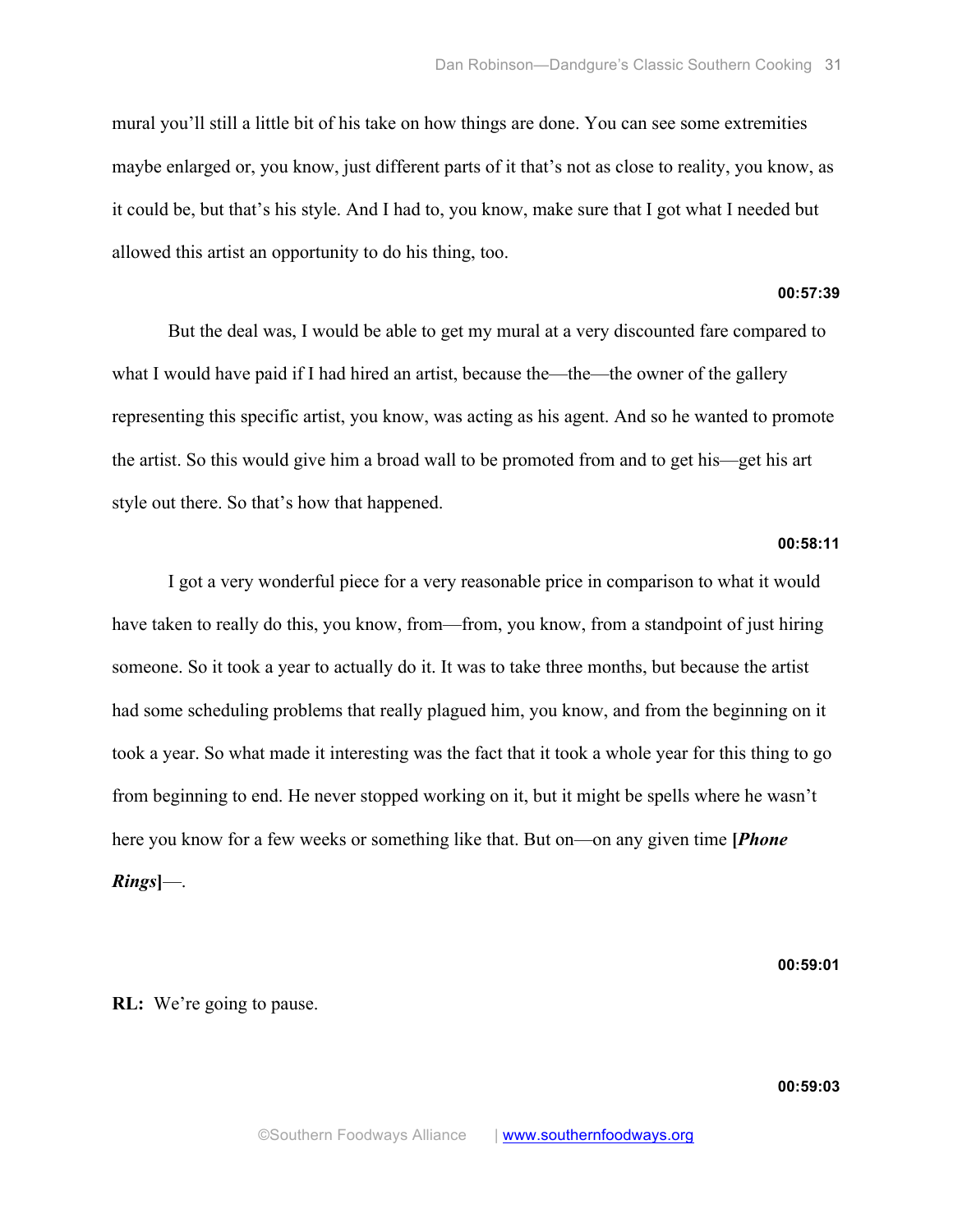mural you'll still a little bit of his take on how things are done. You can see some extremities maybe enlarged or, you know, just different parts of it that's not as close to reality, you know, as it could be, but that's his style. And I had to, you know, make sure that I got what I needed but allowed this artist an opportunity to do his thing, too.

**00:57:39**

But the deal was, I would be able to get my mural at a very discounted fare compared to what I would have paid if I had hired an artist, because the—the—the owner of the gallery representing this specific artist, you know, was acting as his agent. And so he wanted to promote the artist. So this would give him a broad wall to be promoted from and to get his—get his art style out there. So that's how that happened.

**00:58:11**

I got a very wonderful piece for a very reasonable price in comparison to what it would have taken to really do this, you know, from—from, you know, from a standpoint of just hiring someone. So it took a year to actually do it. It was to take three months, but because the artist had some scheduling problems that really plagued him, you know, and from the beginning on it took a year. So what made it interesting was the fact that it took a whole year for this thing to go from beginning to end. He never stopped working on it, but it might be spells where he wasn't here you know for a few weeks or something like that. But on—on any given time **[*Phone Rings*]**—.

**00:59:01**

**RL:** We're going to pause.

**00:59:03**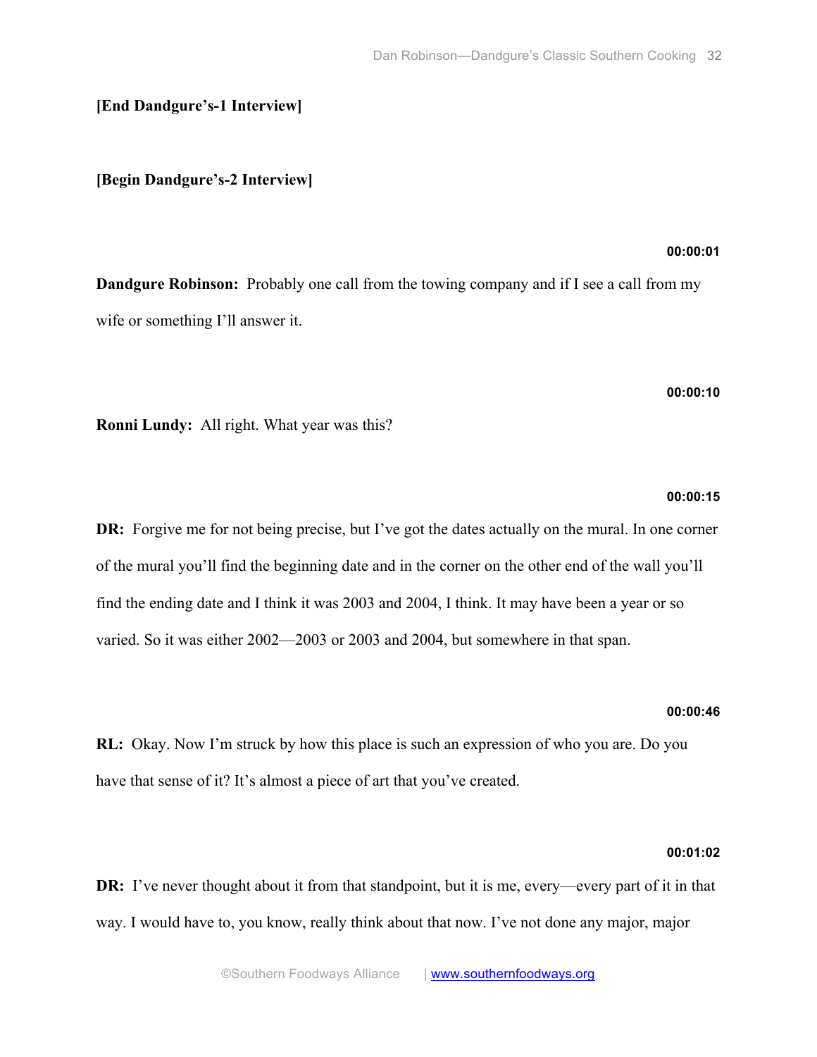**[End Dandgure's-1 Interview]**

**[Begin Dandgure's-2 Interview]**

**00:00:01**

**Dandgure Robinson:** Probably one call from the towing company and if I see a call from my wife or something I'll answer it.

**00:00:10**

**Ronni Lundy:** All right. What year was this?

**00:00:15**

**DR:** Forgive me for not being precise, but I've got the dates actually on the mural. In one corner of the mural you'll find the beginning date and in the corner on the other end of the wall you'll find the ending date and I think it was 2003 and 2004, I think. It may have been a year or so varied. So it was either 2002—2003 or 2003 and 2004, but somewhere in that span.

**00:00:46**

**RL:** Okay. Now I'm struck by how this place is such an expression of who you are. Do you have that sense of it? It's almost a piece of art that you've created.

**00:01:02**

**DR:** I've never thought about it from that standpoint, but it is me, every—every part of it in that way. I would have to, you know, really think about that now. I've not done any major, major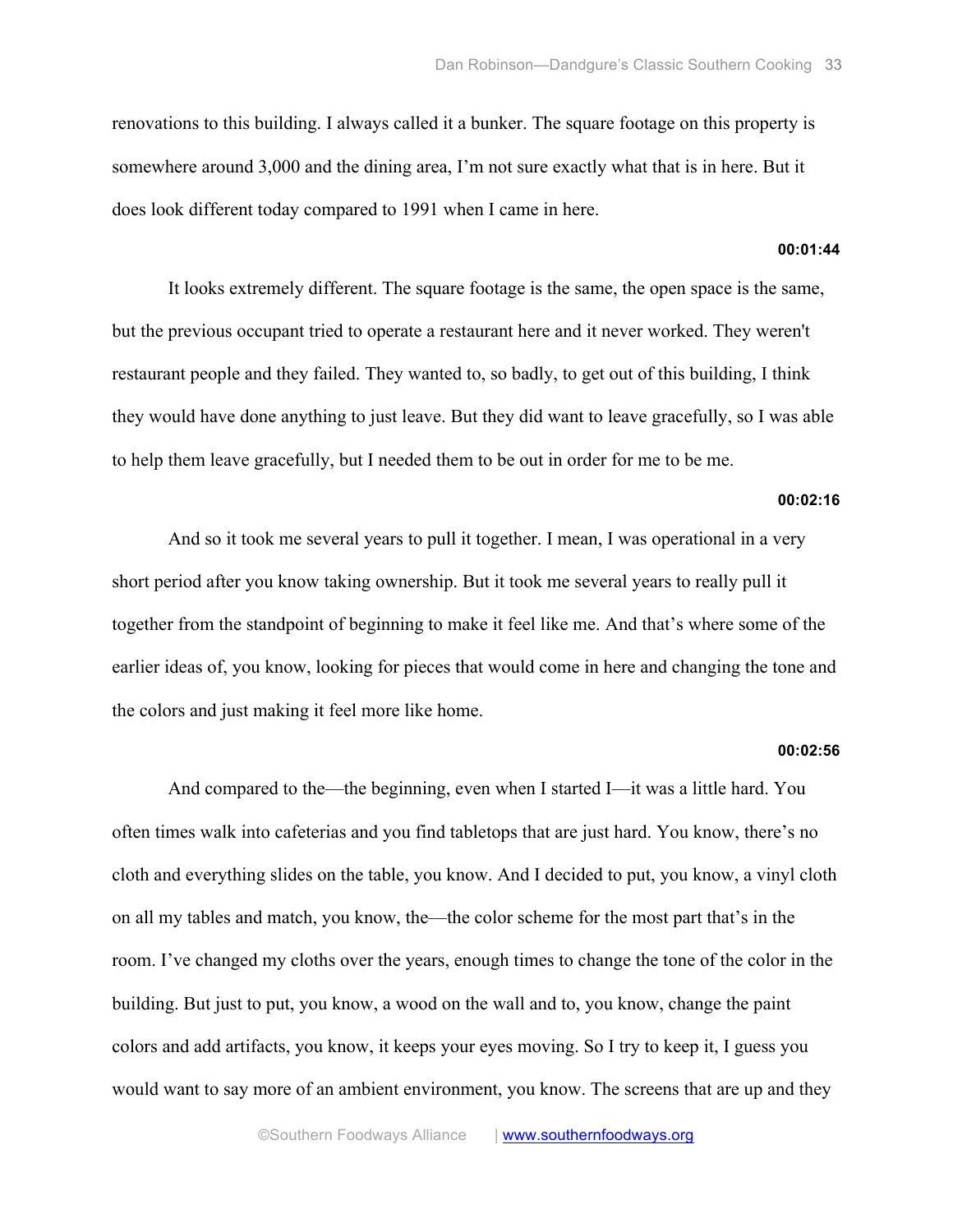renovations to this building. I always called it a bunker. The square footage on this property is somewhere around 3,000 and the dining area, I'm not sure exactly what that is in here. But it does look different today compared to 1991 when I came in here.

**00:01:44**

It looks extremely different. The square footage is the same, the open space is the same, but the previous occupant tried to operate a restaurant here and it never worked. They weren't restaurant people and they failed. They wanted to, so badly, to get out of this building, I think they would have done anything to just leave. But they did want to leave gracefully, so I was able to help them leave gracefully, but I needed them to be out in order for me to be me.

**00:02:16**

And so it took me several years to pull it together. I mean, I was operational in a very short period after you know taking ownership. But it took me several years to really pull it together from the standpoint of beginning to make it feel like me. And that's where some of the earlier ideas of, you know, looking for pieces that would come in here and changing the tone and the colors and just making it feel more like home.

**00:02:56**

And compared to the—the beginning, even when I started I—it was a little hard. You often times walk into cafeterias and you find tabletops that are just hard. You know, there's no cloth and everything slides on the table, you know. And I decided to put, you know, a vinyl cloth on all my tables and match, you know, the—the color scheme for the most part that's in the room. I've changed my cloths over the years, enough times to change the tone of the color in the building. But just to put, you know, a wood on the wall and to, you know, change the paint colors and add artifacts, you know, it keeps your eyes moving. So I try to keep it, I guess you would want to say more of an ambient environment, you know. The screens that are up and they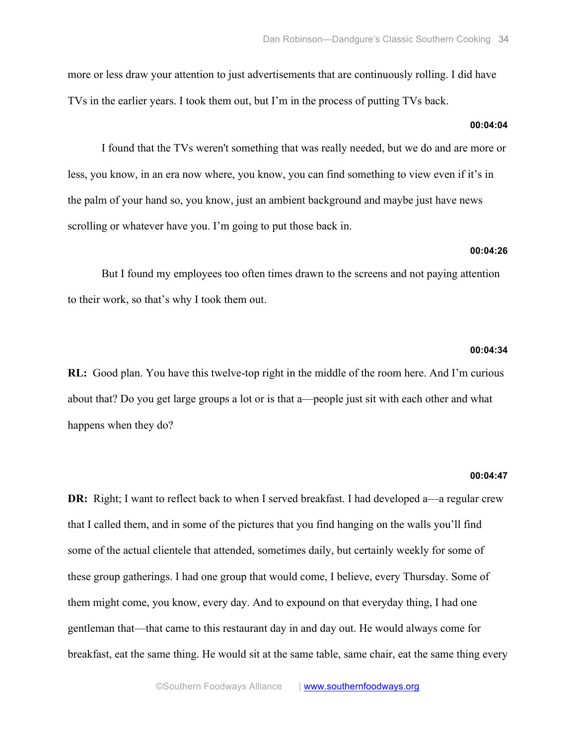more or less draw your attention to just advertisements that are continuously rolling. I did have TVs in the earlier years. I took them out, but I'm in the process of putting TVs back.

**00:04:04**

I found that the TVs weren't something that was really needed, but we do and are more or less, you know, in an era now where, you know, you can find something to view even if it's in the palm of your hand so, you know, just an ambient background and maybe just have news scrolling or whatever have you. I'm going to put those back in.

**00:04:26**

But I found my employees too often times drawn to the screens and not paying attention to their work, so that's why I took them out.

**00:04:34**

**RL:** Good plan. You have this twelve-top right in the middle of the room here. And I'm curious about that? Do you get large groups a lot or is that a—people just sit with each other and what happens when they do?

**00:04:47**

**DR:** Right; I want to reflect back to when I served breakfast. I had developed a—a regular crew that I called them, and in some of the pictures that you find hanging on the walls you'll find some of the actual clientele that attended, sometimes daily, but certainly weekly for some of these group gatherings. I had one group that would come, I believe, every Thursday. Some of them might come, you know, every day. And to expound on that everyday thing, I had one gentleman that—that came to this restaurant day in and day out. He would always come for breakfast, eat the same thing. He would sit at the same table, same chair, eat the same thing every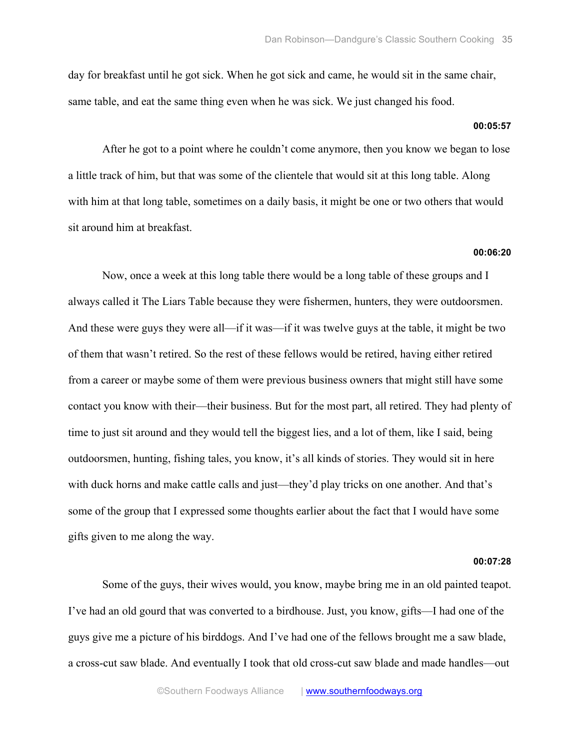day for breakfast until he got sick. When he got sick and came, he would sit in the same chair, same table, and eat the same thing even when he was sick. We just changed his food.

**00:05:57**

After he got to a point where he couldn't come anymore, then you know we began to lose a little track of him, but that was some of the clientele that would sit at this long table. Along with him at that long table, sometimes on a daily basis, it might be one or two others that would sit around him at breakfast.

**00:06:20**

Now, once a week at this long table there would be a long table of these groups and I always called it The Liars Table because they were fishermen, hunters, they were outdoorsmen. And these were guys they were all—if it was—if it was twelve guys at the table, it might be two of them that wasn't retired. So the rest of these fellows would be retired, having either retired from a career or maybe some of them were previous business owners that might still have some contact you know with their—their business. But for the most part, all retired. They had plenty of time to just sit around and they would tell the biggest lies, and a lot of them, like I said, being outdoorsmen, hunting, fishing tales, you know, it's all kinds of stories. They would sit in here with duck horns and make cattle calls and just—they'd play tricks on one another. And that's some of the group that I expressed some thoughts earlier about the fact that I would have some gifts given to me along the way.

**00:07:28**

Some of the guys, their wives would, you know, maybe bring me in an old painted teapot. I've had an old gourd that was converted to a birdhouse. Just, you know, gifts—I had one of the guys give me a picture of his birddogs. And I've had one of the fellows brought me a saw blade, a cross-cut saw blade. And eventually I took that old cross-cut saw blade and made handles—out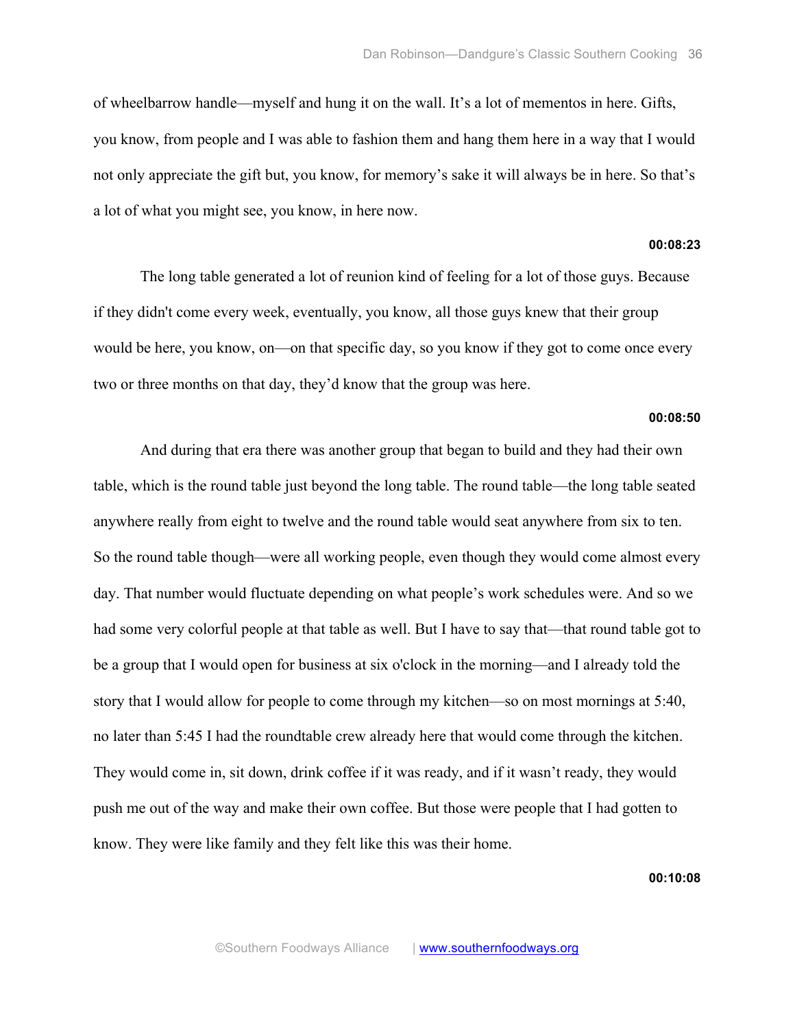of wheelbarrow handle—myself and hung it on the wall. It's a lot of mementos in here. Gifts, you know, from people and I was able to fashion them and hang them here in a way that I would not only appreciate the gift but, you know, for memory's sake it will always be in here. So that's a lot of what you might see, you know, in here now.

**00:08:23**

The long table generated a lot of reunion kind of feeling for a lot of those guys. Because if they didn't come every week, eventually, you know, all those guys knew that their group would be here, you know, on—on that specific day, so you know if they got to come once every two or three months on that day, they'd know that the group was here.

**00:08:50**

And during that era there was another group that began to build and they had their own table, which is the round table just beyond the long table. The round table—the long table seated anywhere really from eight to twelve and the round table would seat anywhere from six to ten. So the round table though—were all working people, even though they would come almost every day. That number would fluctuate depending on what people's work schedules were. And so we had some very colorful people at that table as well. But I have to say that—that round table got to be a group that I would open for business at six o'clock in the morning—and I already told the story that I would allow for people to come through my kitchen—so on most mornings at 5:40, no later than 5:45 I had the roundtable crew already here that would come through the kitchen. They would come in, sit down, drink coffee if it was ready, and if it wasn't ready, they would push me out of the way and make their own coffee. But those were people that I had gotten to know. They were like family and they felt like this was their home.

**00:10:08**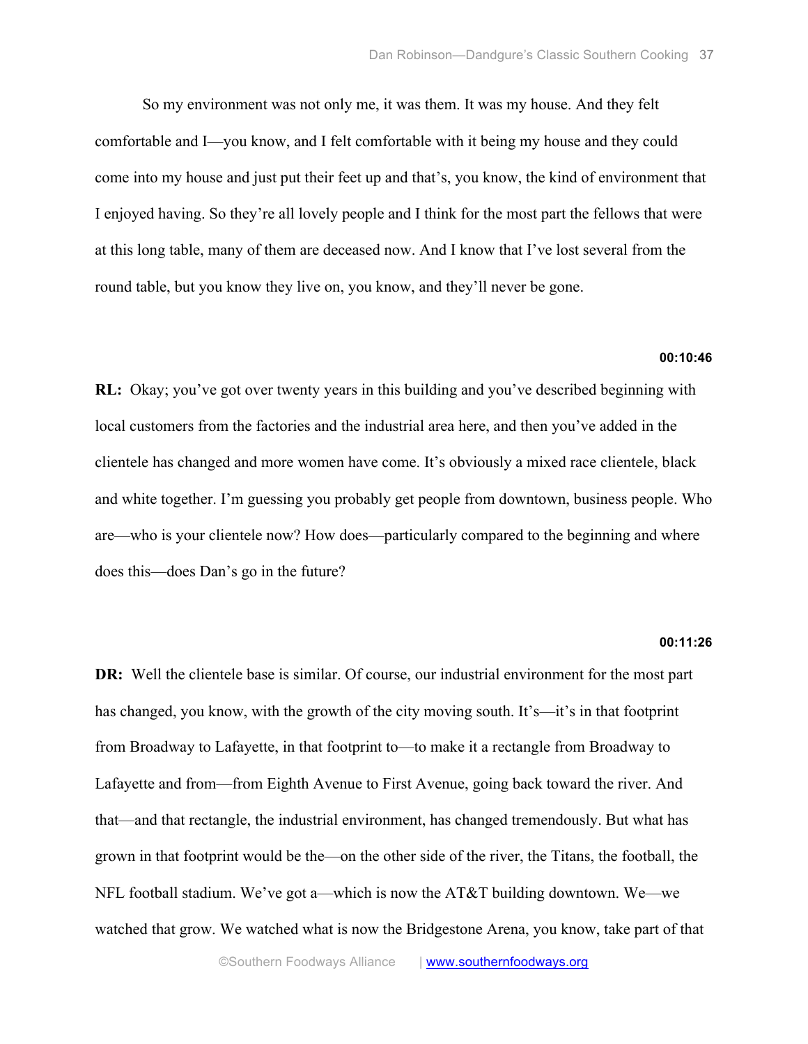So my environment was not only me, it was them. It was my house. And they felt comfortable and I—you know, and I felt comfortable with it being my house and they could come into my house and just put their feet up and that's, you know, the kind of environment that I enjoyed having. So they're all lovely people and I think for the most part the fellows that were at this long table, many of them are deceased now. And I know that I've lost several from the round table, but you know they live on, you know, and they'll never be gone.

**00:10:46**

**RL:** Okay; you've got over twenty years in this building and you've described beginning with local customers from the factories and the industrial area here, and then you've added in the clientele has changed and more women have come. It's obviously a mixed race clientele, black and white together. I'm guessing you probably get people from downtown, business people. Who are—who is your clientele now? How does—particularly compared to the beginning and where does this—does Dan's go in the future?

**00:11:26**

**DR:** Well the clientele base is similar. Of course, our industrial environment for the most part has changed, you know, with the growth of the city moving south. It's—it's in that footprint from Broadway to Lafayette, in that footprint to—to make it a rectangle from Broadway to Lafayette and from—from Eighth Avenue to First Avenue, going back toward the river. And that—and that rectangle, the industrial environment, has changed tremendously. But what has grown in that footprint would be the—on the other side of the river, the Titans, the football, the NFL football stadium. We've got a—which is now the AT&T building downtown. We—we watched that grow. We watched what is now the Bridgestone Arena, you know, take part of that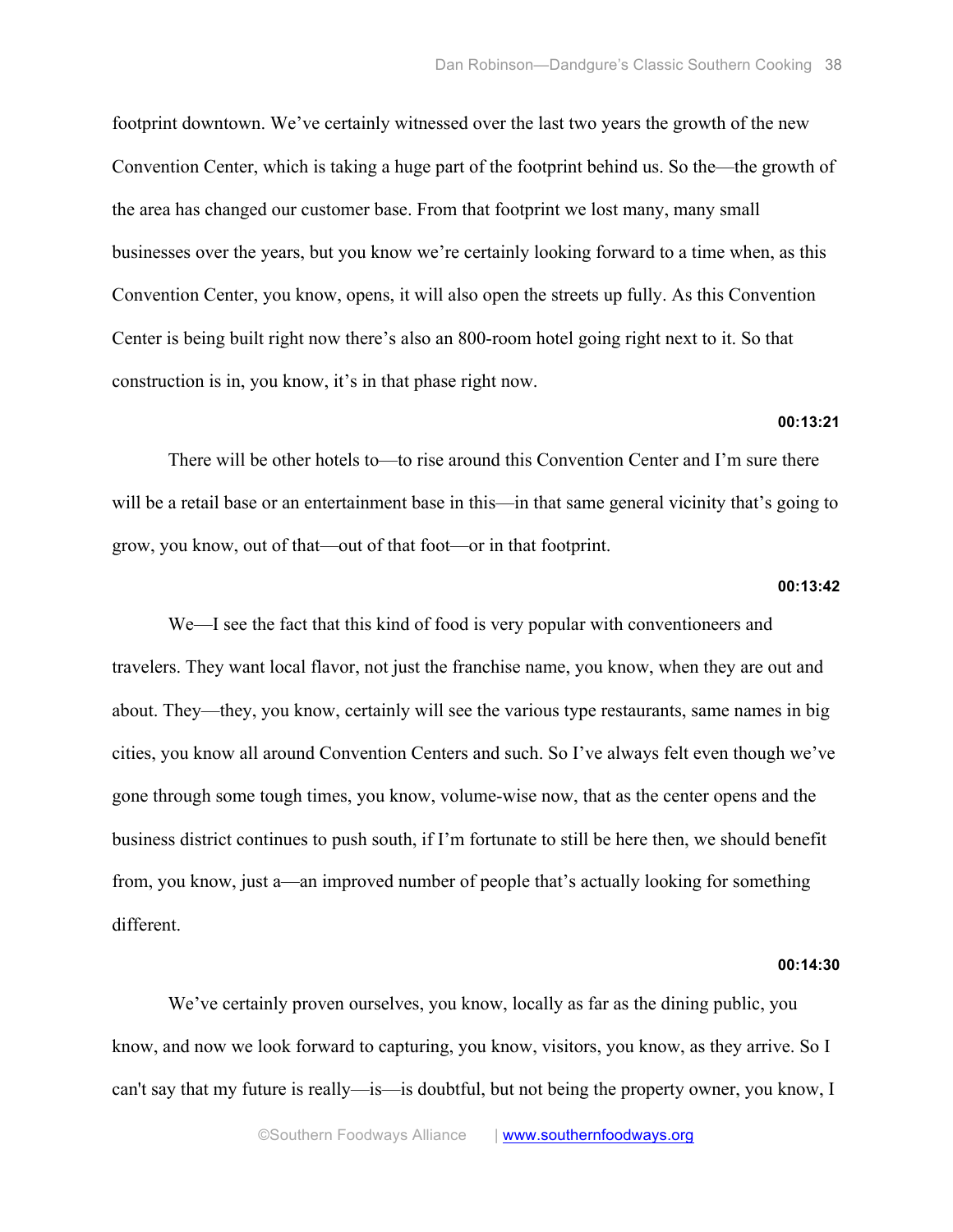footprint downtown. We've certainly witnessed over the last two years the growth of the new Convention Center, which is taking a huge part of the footprint behind us. So the—the growth of the area has changed our customer base. From that footprint we lost many, many small businesses over the years, but you know we're certainly looking forward to a time when, as this Convention Center, you know, opens, it will also open the streets up fully. As this Convention Center is being built right now there's also an 800-room hotel going right next to it. So that construction is in, you know, it's in that phase right now.

**00:13:21**

There will be other hotels to—to rise around this Convention Center and I'm sure there will be a retail base or an entertainment base in this—in that same general vicinity that's going to grow, you know, out of that—out of that foot—or in that footprint.

**00:13:42**

We—I see the fact that this kind of food is very popular with conventioneers and travelers. They want local flavor, not just the franchise name, you know, when they are out and about. They—they, you know, certainly will see the various type restaurants, same names in big cities, you know all around Convention Centers and such. So I've always felt even though we've gone through some tough times, you know, volume-wise now, that as the center opens and the business district continues to push south, if I'm fortunate to still be here then, we should benefit from, you know, just a—an improved number of people that's actually looking for something different.

**00:14:30**

We've certainly proven ourselves, you know, locally as far as the dining public, you know, and now we look forward to capturing, you know, visitors, you know, as they arrive. So I can't say that my future is really—is—is doubtful, but not being the property owner, you know, I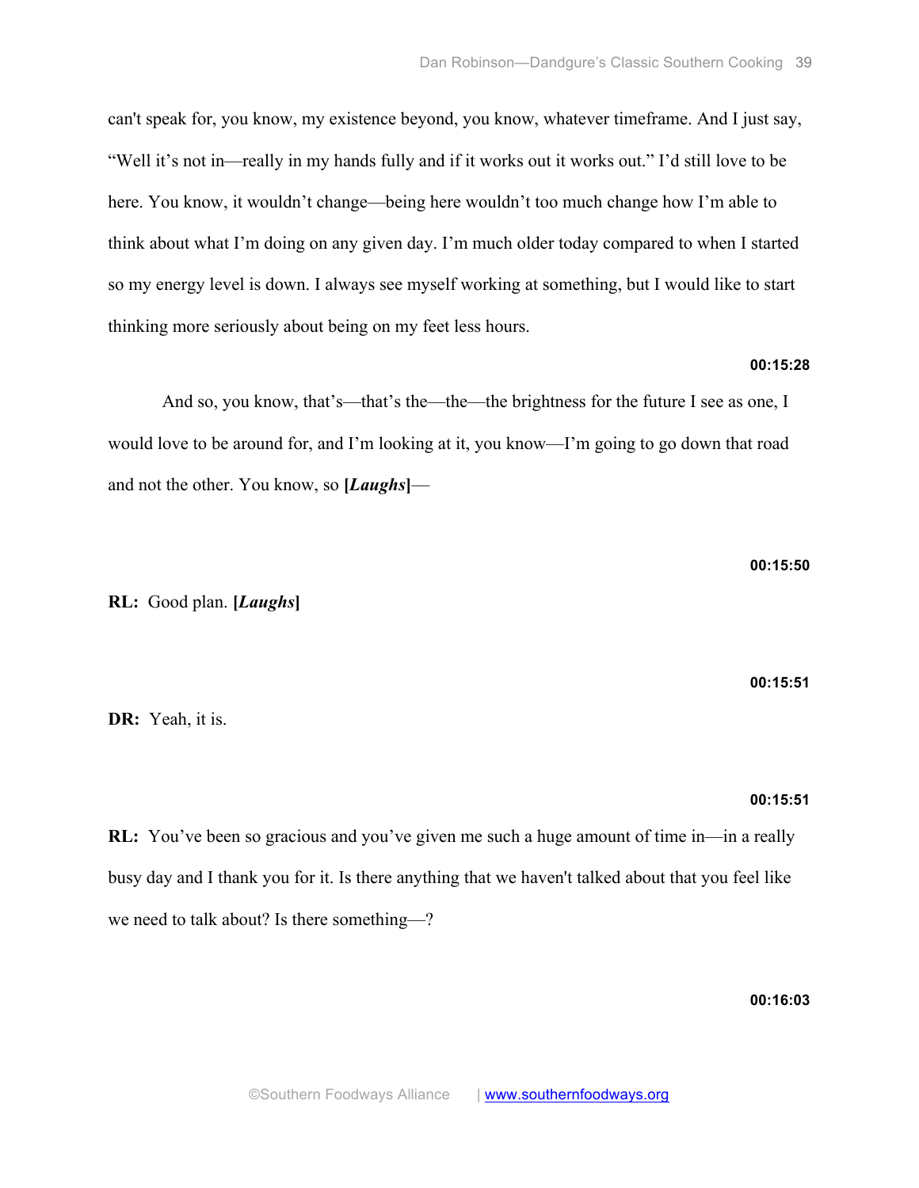can't speak for, you know, my existence beyond, you know, whatever timeframe. And I just say, "Well it's not in—really in my hands fully and if it works out it works out." I'd still love to be here. You know, it wouldn't change—being here wouldn't too much change how I'm able to think about what I'm doing on any given day. I'm much older today compared to when I started so my energy level is down. I always see myself working at something, but I would like to start thinking more seriously about being on my feet less hours.

**00:15:28**

And so, you know, that's—that's the—the—the brightness for the future I see as one, I would love to be around for, and I'm looking at it, you know—I'm going to go down that road and not the other. You know, so **[*Laughs*]**—

**00:15:50**

**RL:** Good plan. **[*Laughs*]**

**00:15:51**

**DR:** Yeah, it is.

**00:15:51**

**RL:** You've been so gracious and you've given me such a huge amount of time in—in a really busy day and I thank you for it. Is there anything that we haven't talked about that you feel like we need to talk about? Is there something—?

**00:16:03**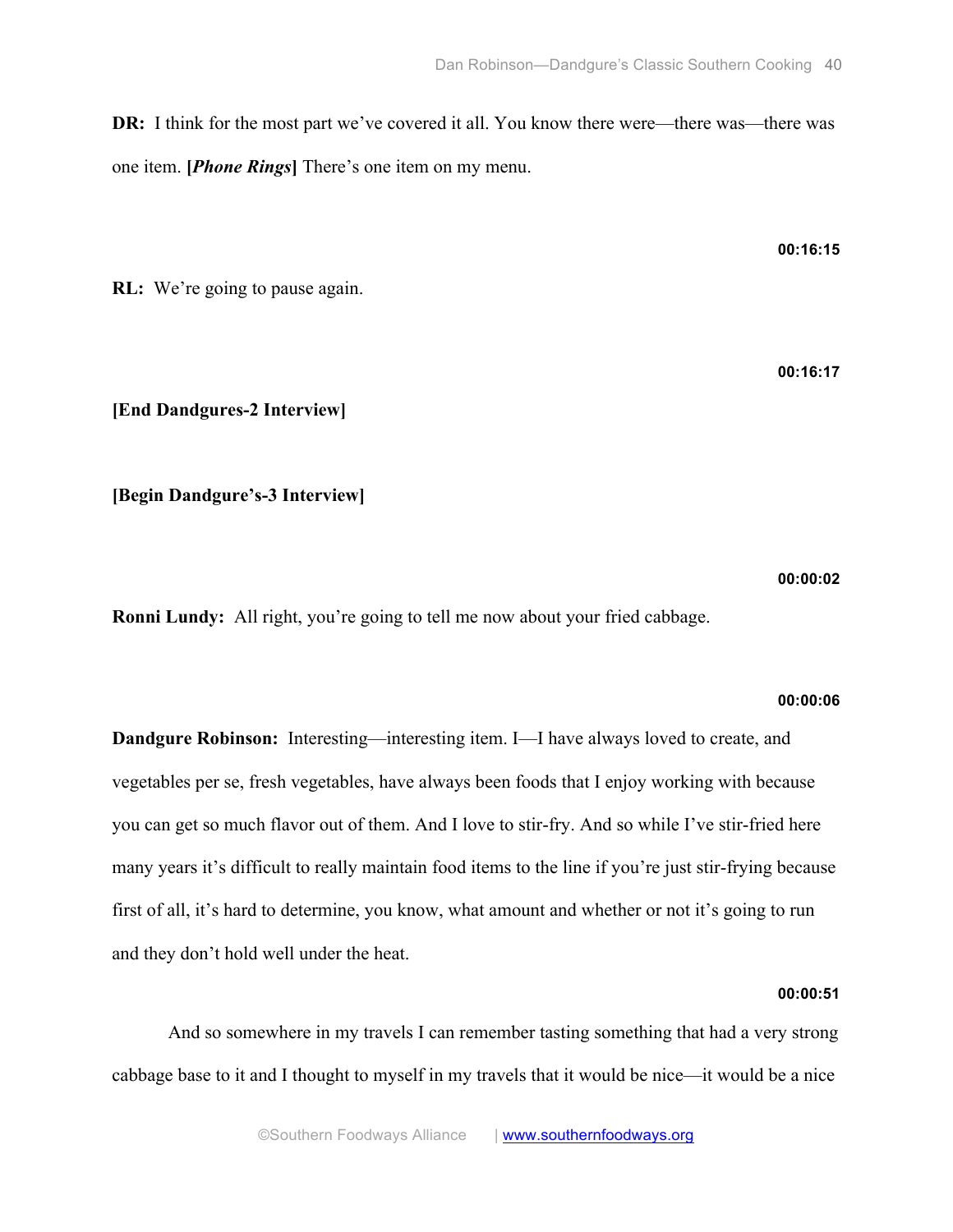**DR:** I think for the most part we've covered it all. You know there were—there was—there was one item. **[*Phone Rings*]** There's one item on my menu.

**00:16:15**

**RL:** We're going to pause again.

**00:16:17**

**[End Dandgures-2 Interview]**

**[Begin Dandgure's-3 Interview]**

**00:00:02**

**Ronni Lundy:** All right, you're going to tell me now about your fried cabbage.

**00:00:06**

**Dandgure Robinson:** Interesting—interesting item. I—I have always loved to create, and vegetables per se, fresh vegetables, have always been foods that I enjoy working with because you can get so much flavor out of them. And I love to stir-fry. And so while I've stir-fried here many years it's difficult to really maintain food items to the line if you're just stir-frying because first of all, it's hard to determine, you know, what amount and whether or not it's going to run and they don't hold well under the heat.

**00:00:51**

And so somewhere in my travels I can remember tasting something that had a very strong cabbage base to it and I thought to myself in my travels that it would be nice—it would be a nice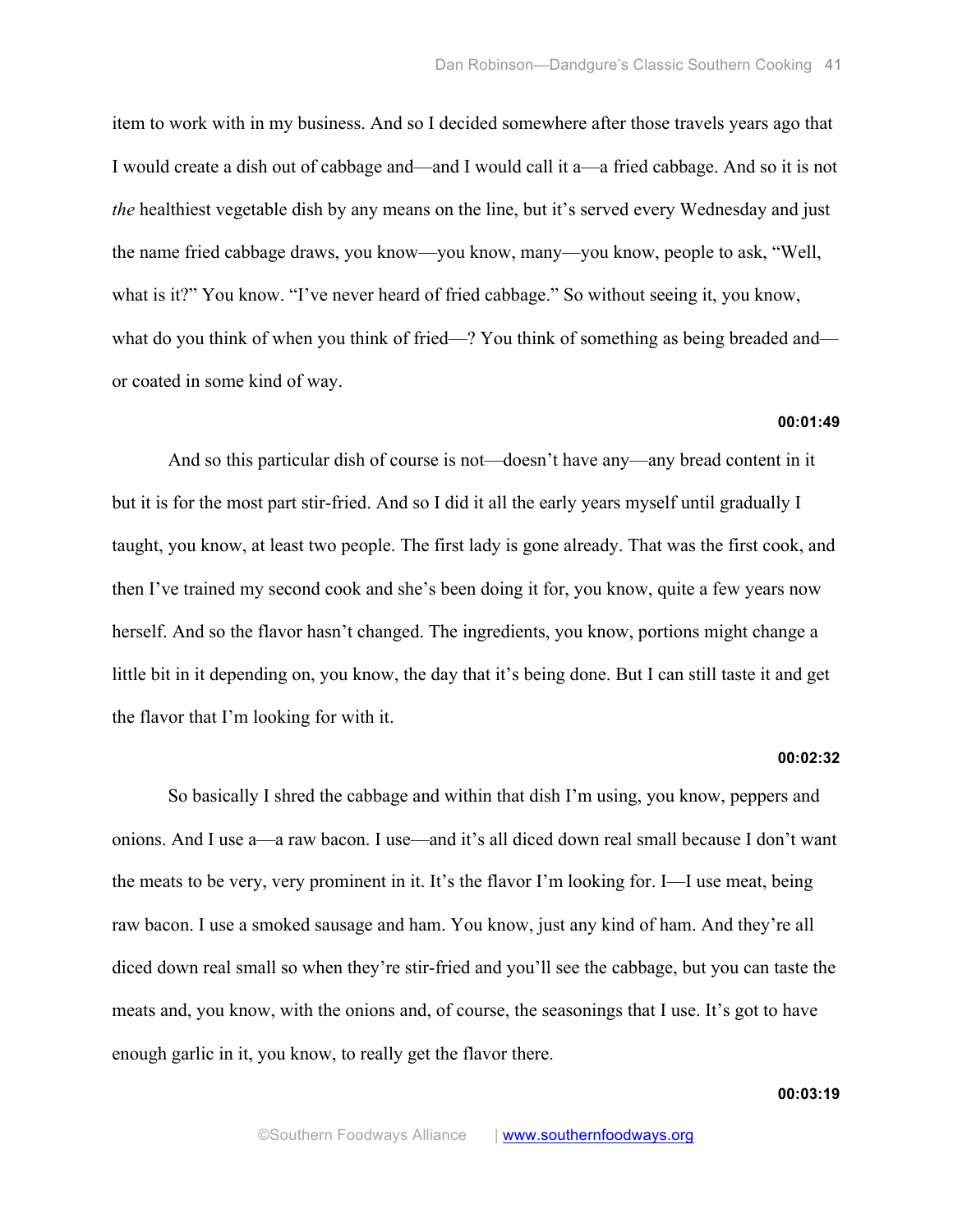item to work with in my business. And so I decided somewhere after those travels years ago that I would create a dish out of cabbage and—and I would call it a—a fried cabbage. And so it is not *the* healthiest vegetable dish by any means on the line, but it's served every Wednesday and just the name fried cabbage draws, you know—you know, many—you know, people to ask, "Well, what is it?" You know. "I've never heard of fried cabbage." So without seeing it, you know, what do you think of when you think of fried—? You think of something as being breaded and—or coated in some kind of way.

**00:01:49**

And so this particular dish of course is not—doesn't have any—any bread content in it but it is for the most part stir-fried. And so I did it all the early years myself until gradually I taught, you know, at least two people. The first lady is gone already. That was the first cook, and then I've trained my second cook and she's been doing it for, you know, quite a few years now herself. And so the flavor hasn't changed. The ingredients, you know, portions might change a little bit in it depending on, you know, the day that it's being done. But I can still taste it and get the flavor that I'm looking for with it.

**00:02:32**

So basically I shred the cabbage and within that dish I'm using, you know, peppers and onions. And I use a—a raw bacon. I use—and it's all diced down real small because I don't want the meats to be very, very prominent in it. It's the flavor I'm looking for. I—I use meat, being raw bacon. I use a smoked sausage and ham. You know, just any kind of ham. And they're all diced down real small so when they're stir-fried and you'll see the cabbage, but you can taste the meats and, you know, with the onions and, of course, the seasonings that I use. It's got to have enough garlic in it, you know, to really get the flavor there.

**00:03:19**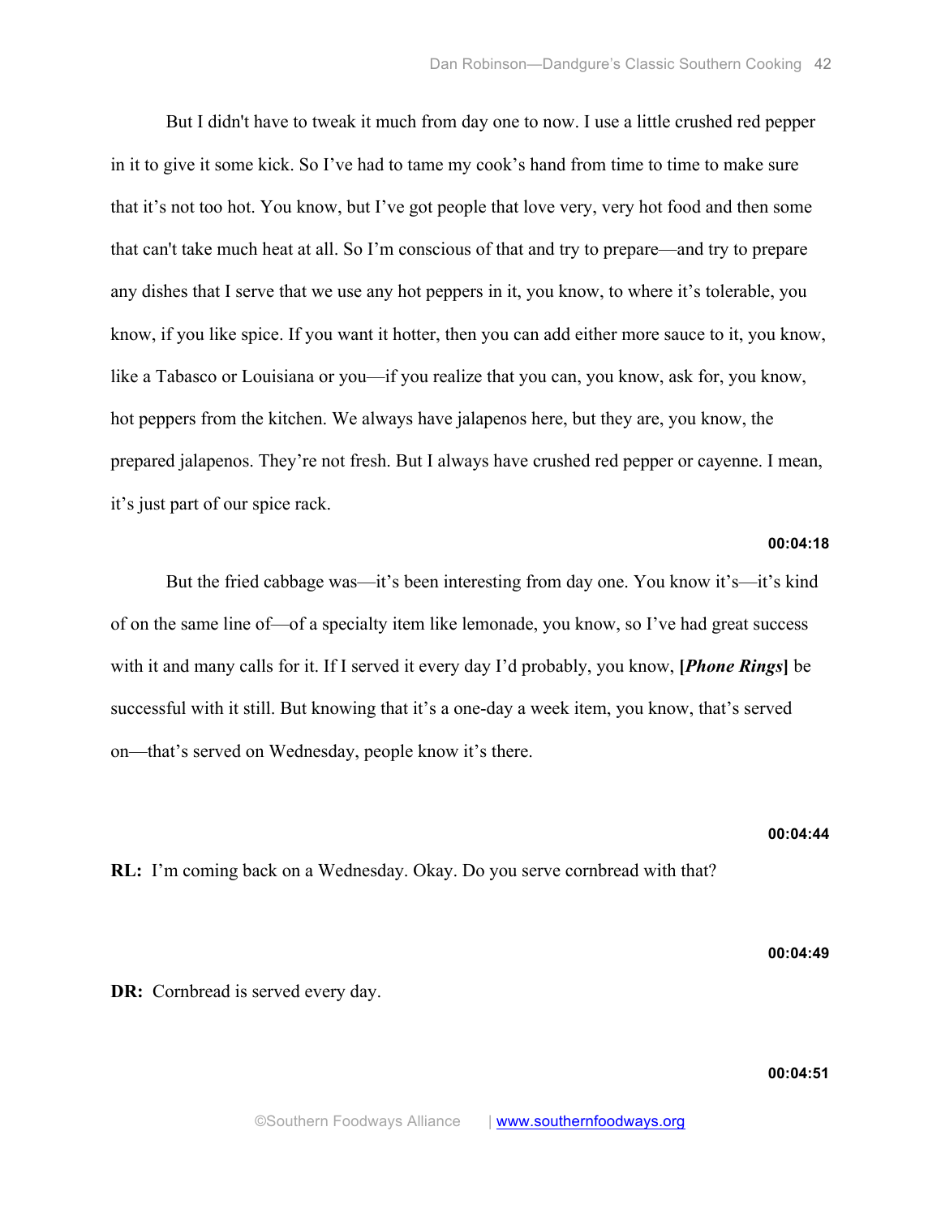But I didn't have to tweak it much from day one to now. I use a little crushed red pepper in it to give it some kick. So I've had to tame my cook's hand from time to time to make sure that it's not too hot. You know, but I've got people that love very, very hot food and then some that can't take much heat at all. So I'm conscious of that and try to prepare—and try to prepare any dishes that I serve that we use any hot peppers in it, you know, to where it's tolerable, you know, if you like spice. If you want it hotter, then you can add either more sauce to it, you know, like a Tabasco or Louisiana or you—if you realize that you can, you know, ask for, you know, hot peppers from the kitchen. We always have jalapenos here, but they are, you know, the prepared jalapenos. They're not fresh. But I always have crushed red pepper or cayenne. I mean, it's just part of our spice rack.

**00:04:18**

But the fried cabbage was—it's been interesting from day one. You know it's—it's kind of on the same line of—of a specialty item like lemonade, you know, so I've had great success with it and many calls for it. If I served it every day I'd probably, you know, **[*Phone Rings*]** be successful with it still. But knowing that it's a one-day a week item, you know, that's served on—that's served on Wednesday, people know it's there.

**00:04:44**

**RL:** I'm coming back on a Wednesday. Okay. Do you serve cornbread with that?

**00:04:49**

**DR:** Cornbread is served every day.

**00:04:51**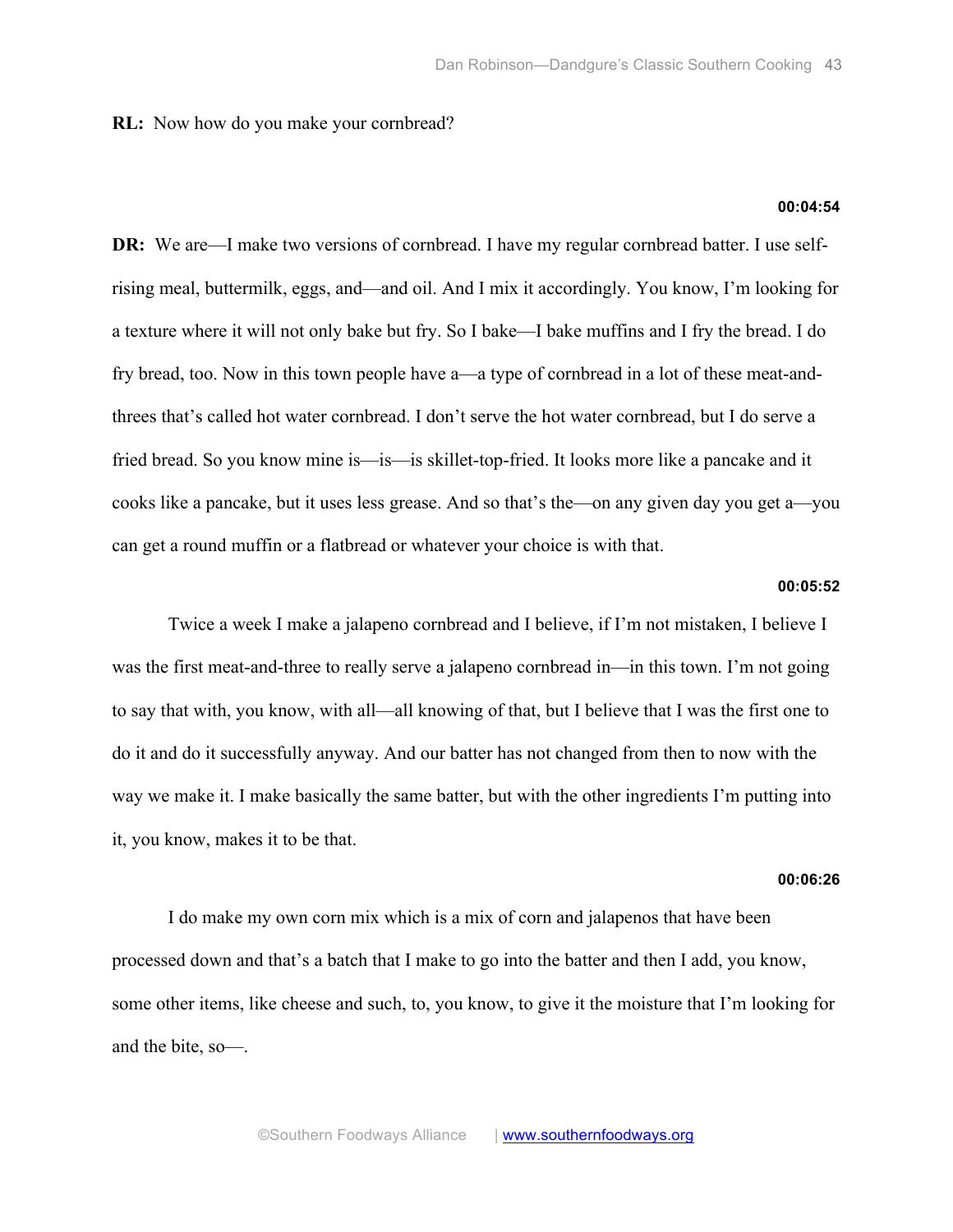**RL:** Now how do you make your cornbread?

**00:04:54**

**DR:** We are—I make two versions of cornbread. I have my regular cornbread batter. I use self-rising meal, buttermilk, eggs, and—and oil. And I mix it accordingly. You know, I'm looking for a texture where it will not only bake but fry. So I bake—I bake muffins and I fry the bread. I do fry bread, too. Now in this town people have a—a type of cornbread in a lot of these meat-and-threes that's called hot water cornbread. I don't serve the hot water cornbread, but I do serve a fried bread. So you know mine is—is—is skillet-top-fried. It looks more like a pancake and it cooks like a pancake, but it uses less grease. And so that's the—on any given day you get a—you can get a round muffin or a flatbread or whatever your choice is with that.

**00:05:52**

Twice a week I make a jalapeno cornbread and I believe, if I'm not mistaken, I believe I was the first meat-and-three to really serve a jalapeno cornbread in—in this town. I'm not going to say that with, you know, with all—all knowing of that, but I believe that I was the first one to do it and do it successfully anyway. And our batter has not changed from then to now with the way we make it. I make basically the same batter, but with the other ingredients I'm putting into it, you know, makes it to be that.

**00:06:26**

I do make my own corn mix which is a mix of corn and jalapenos that have been processed down and that's a batch that I make to go into the batter and then I add, you know, some other items, like cheese and such, to, you know, to give it the moisture that I'm looking for and the bite, so—.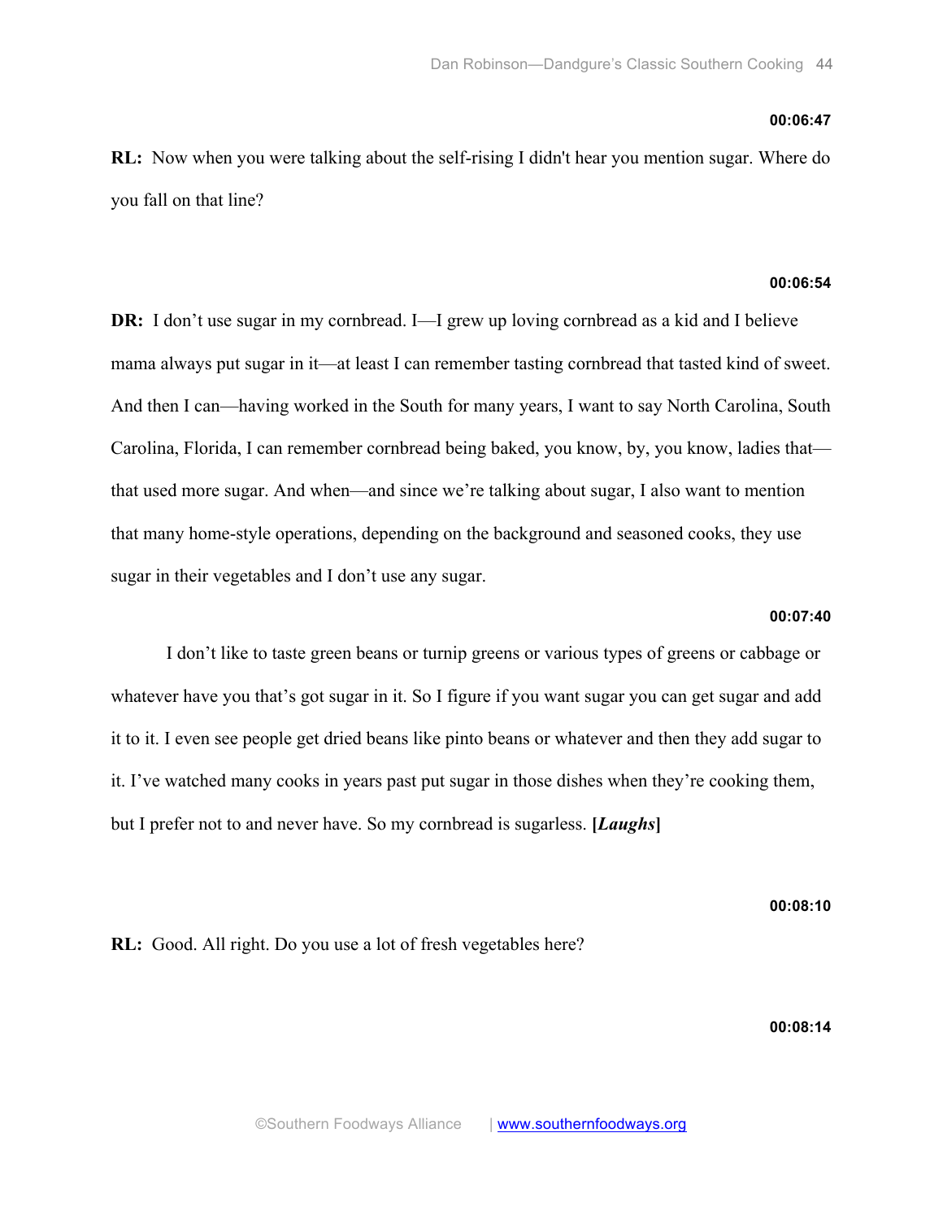**00:06:47**

**RL:** Now when you were talking about the self-rising I didn't hear you mention sugar. Where do you fall on that line?

**00:06:54**

**DR:** I don't use sugar in my cornbread. I—I grew up loving cornbread as a kid and I believe mama always put sugar in it—at least I can remember tasting cornbread that tasted kind of sweet. And then I can—having worked in the South for many years, I want to say North Carolina, South Carolina, Florida, I can remember cornbread being baked, you know, by, you know, ladies that—that used more sugar. And when—and since we're talking about sugar, I also want to mention that many home-style operations, depending on the background and seasoned cooks, they use sugar in their vegetables and I don't use any sugar.

**00:07:40**

I don't like to taste green beans or turnip greens or various types of greens or cabbage or whatever have you that's got sugar in it. So I figure if you want sugar you can get sugar and add it to it. I even see people get dried beans like pinto beans or whatever and then they add sugar to it. I've watched many cooks in years past put sugar in those dishes when they're cooking them, but I prefer not to and never have. So my cornbread is sugarless. **[*Laughs*]**

**00:08:10**

**RL:** Good. All right. Do you use a lot of fresh vegetables here?

**00:08:14**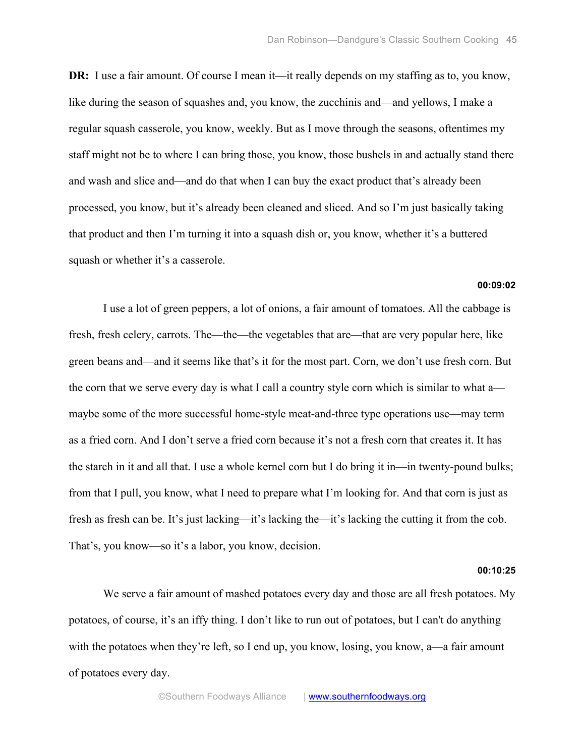**DR:** I use a fair amount. Of course I mean it—it really depends on my staffing as to, you know, like during the season of squashes and, you know, the zucchinis and—and yellows, I make a regular squash casserole, you know, weekly. But as I move through the seasons, oftentimes my staff might not be to where I can bring those, you know, those bushels in and actually stand there and wash and slice and—and do that when I can buy the exact product that's already been processed, you know, but it's already been cleaned and sliced. And so I'm just basically taking that product and then I'm turning it into a squash dish or, you know, whether it's a buttered squash or whether it's a casserole.

**00:09:02**

I use a lot of green peppers, a lot of onions, a fair amount of tomatoes. All the cabbage is fresh, fresh celery, carrots. The—the—the vegetables that are—that are very popular here, like green beans and—and it seems like that's it for the most part. Corn, we don't use fresh corn. But the corn that we serve every day is what I call a country style corn which is similar to what a—maybe some of the more successful home-style meat-and-three type operations use—may term as a fried corn. And I don't serve a fried corn because it's not a fresh corn that creates it. It has the starch in it and all that. I use a whole kernel corn but I do bring it in—in twenty-pound bulks; from that I pull, you know, what I need to prepare what I'm looking for. And that corn is just as fresh as fresh can be. It's just lacking—it's lacking the—it's lacking the cutting it from the cob. That's, you know—so it's a labor, you know, decision.

**00:10:25**

We serve a fair amount of mashed potatoes every day and those are all fresh potatoes. My potatoes, of course, it's an iffy thing. I don't like to run out of potatoes, but I can't do anything with the potatoes when they're left, so I end up, you know, losing, you know, a—a fair amount of potatoes every day.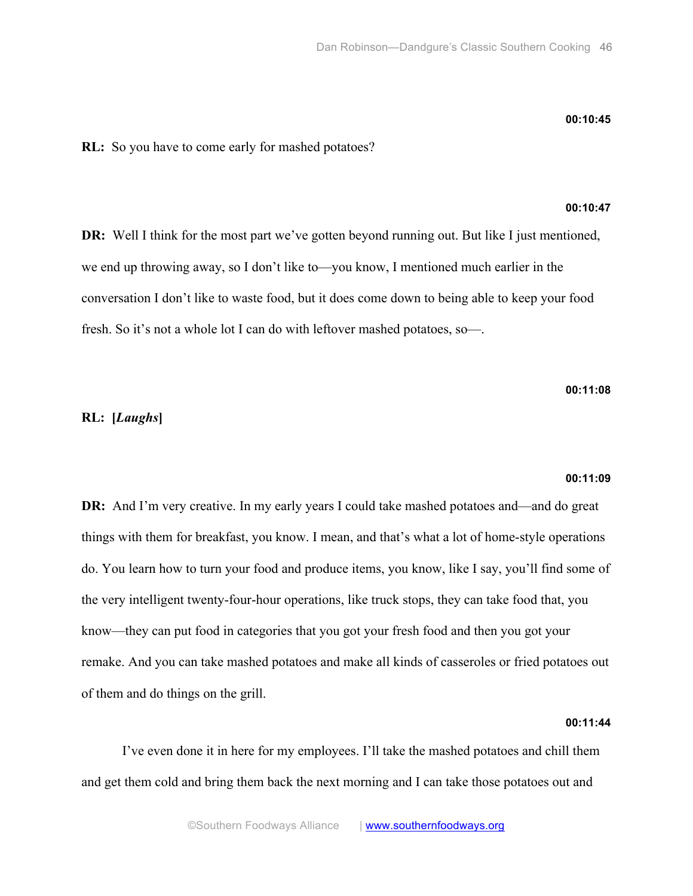**00:10:45**

**RL:** So you have to come early for mashed potatoes?

**00:10:47**

**DR:** Well I think for the most part we've gotten beyond running out. But like I just mentioned, we end up throwing away, so I don't like to—you know, I mentioned much earlier in the conversation I don't like to waste food, but it does come down to being able to keep your food fresh. So it's not a whole lot I can do with leftover mashed potatoes, so—.

**00:11:08**

**RL:** **[*Laughs*]**

**00:11:09**

**DR:** And I'm very creative. In my early years I could take mashed potatoes and—and do great things with them for breakfast, you know. I mean, and that's what a lot of home-style operations do. You learn how to turn your food and produce items, you know, like I say, you'll find some of the very intelligent twenty-four-hour operations, like truck stops, they can take food that, you know—they can put food in categories that you got your fresh food and then you got your remake. And you can take mashed potatoes and make all kinds of casseroles or fried potatoes out of them and do things on the grill.

**00:11:44**

I've even done it in here for my employees. I'll take the mashed potatoes and chill them and get them cold and bring them back the next morning and I can take those potatoes out and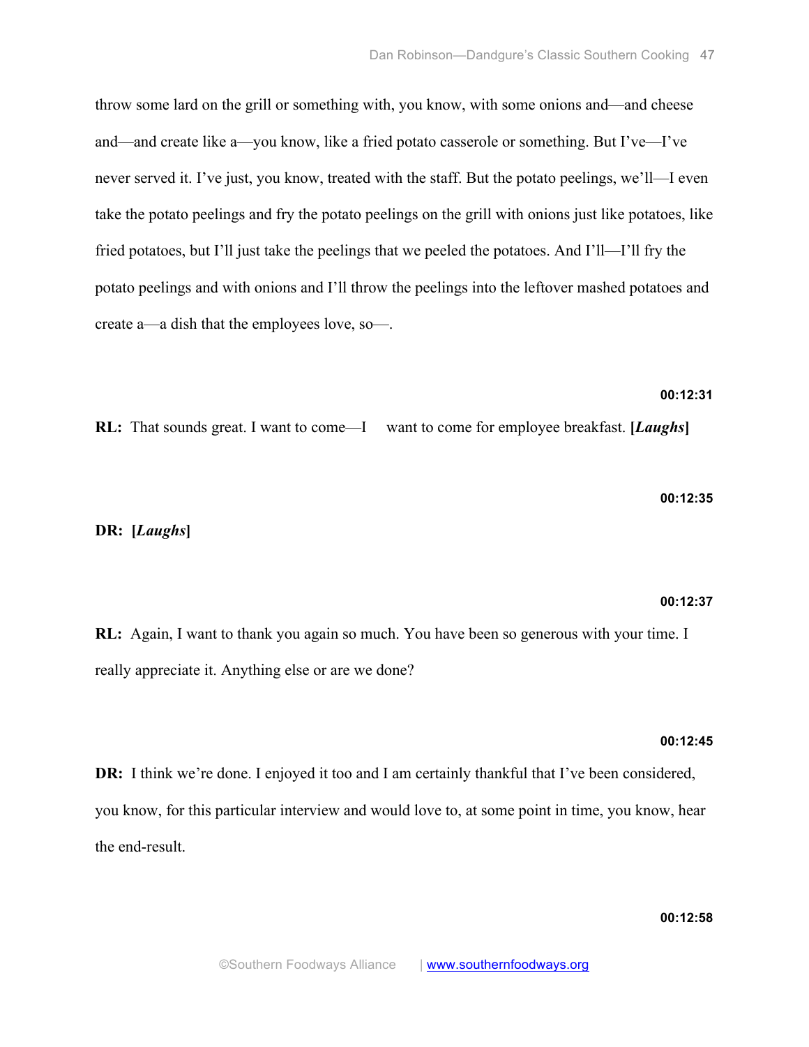throw some lard on the grill or something with, you know, with some onions and—and cheese and—and create like a—you know, like a fried potato casserole or something. But I've—I've never served it. I've just, you know, treated with the staff. But the potato peelings, we'll—I even take the potato peelings and fry the potato peelings on the grill with onions just like potatoes, like fried potatoes, but I'll just take the peelings that we peeled the potatoes. And I'll—I'll fry the potato peelings and with onions and I'll throw the peelings into the leftover mashed potatoes and create a—a dish that the employees love, so—.

**00:12:31**

**RL:** That sounds great. I want to come—I want to come for employee breakfast. **[*Laughs*]**

**00:12:35**

**DR:** **[*Laughs*]**

**00:12:37**

**RL:** Again, I want to thank you again so much. You have been so generous with your time. I really appreciate it. Anything else or are we done?

**00:12:45**

**DR:** I think we're done. I enjoyed it too and I am certainly thankful that I've been considered, you know, for this particular interview and would love to, at some point in time, you know, hear the end-result.

**00:12:58**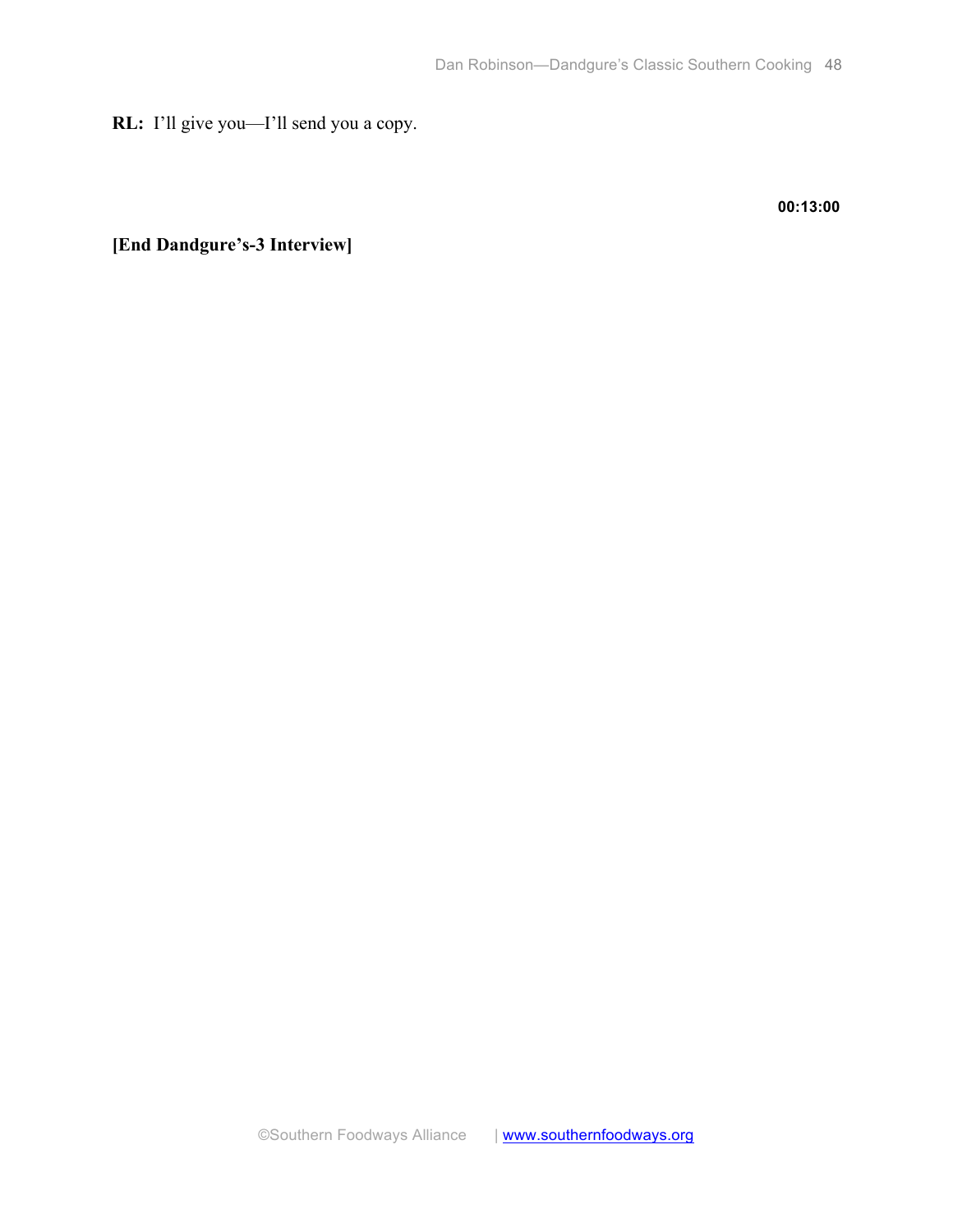**RL:** I'll give you—I'll send you a copy.

**00:13:00**

**[End Dandgure's-3 Interview]**